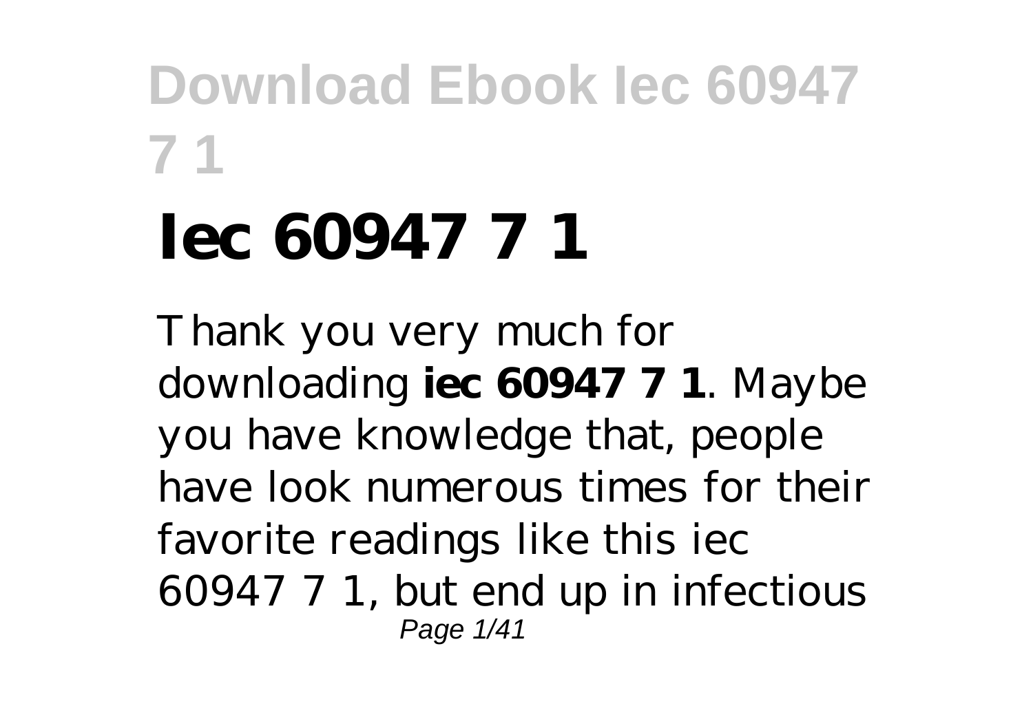# Iec 60947 7 1

Thank you very much for downloading **iec 60947 7 1**. Maybe you have knowledge that, people have look numerous times for their favorite readings like this iec 60947 7 1, but end up in infectious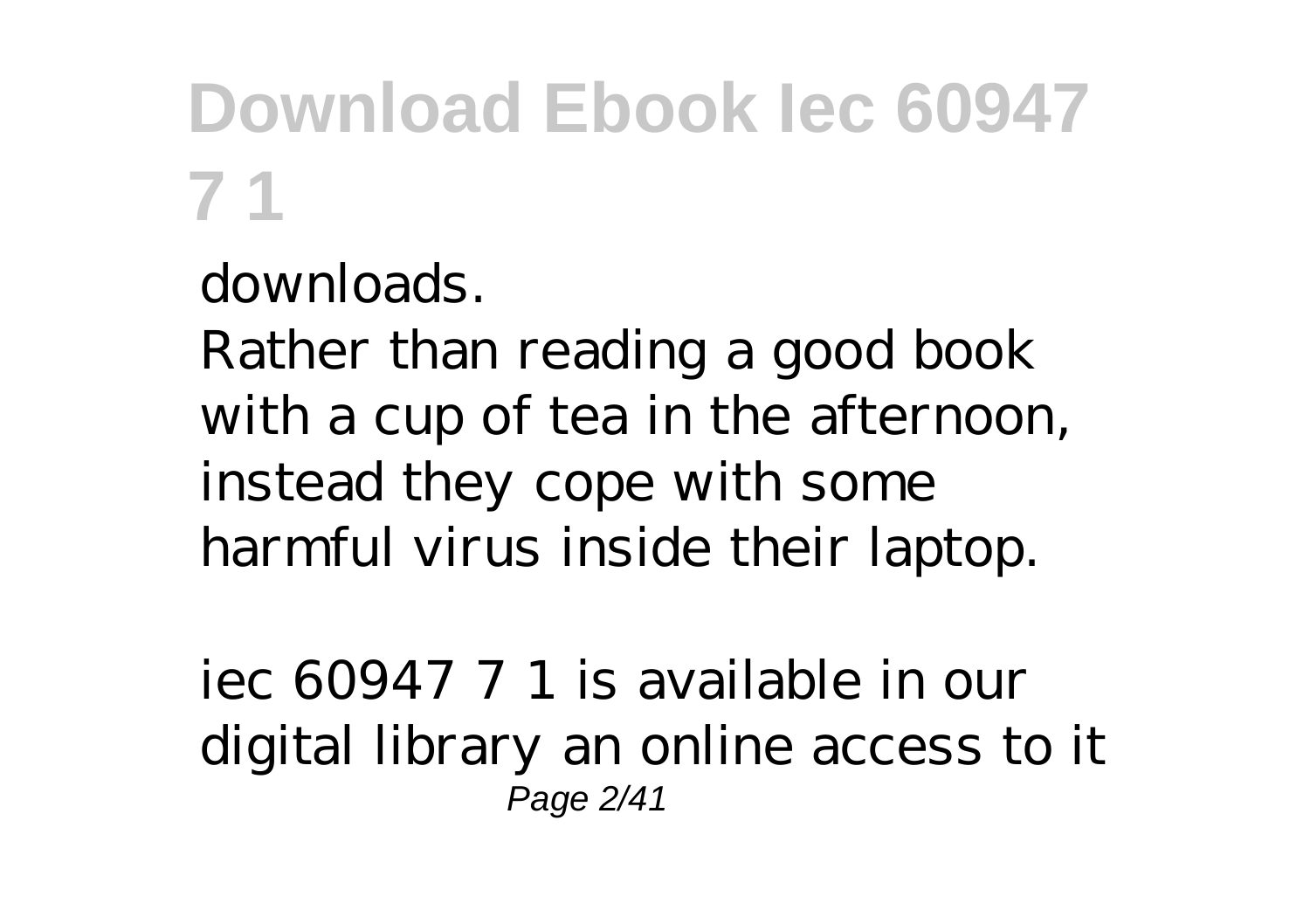downloads.

Rather than reading a good book with a cup of tea in the afternoon, instead they cope with some harmful virus inside their laptop.

iec 60947 7 1 is available in our digital library an online access to it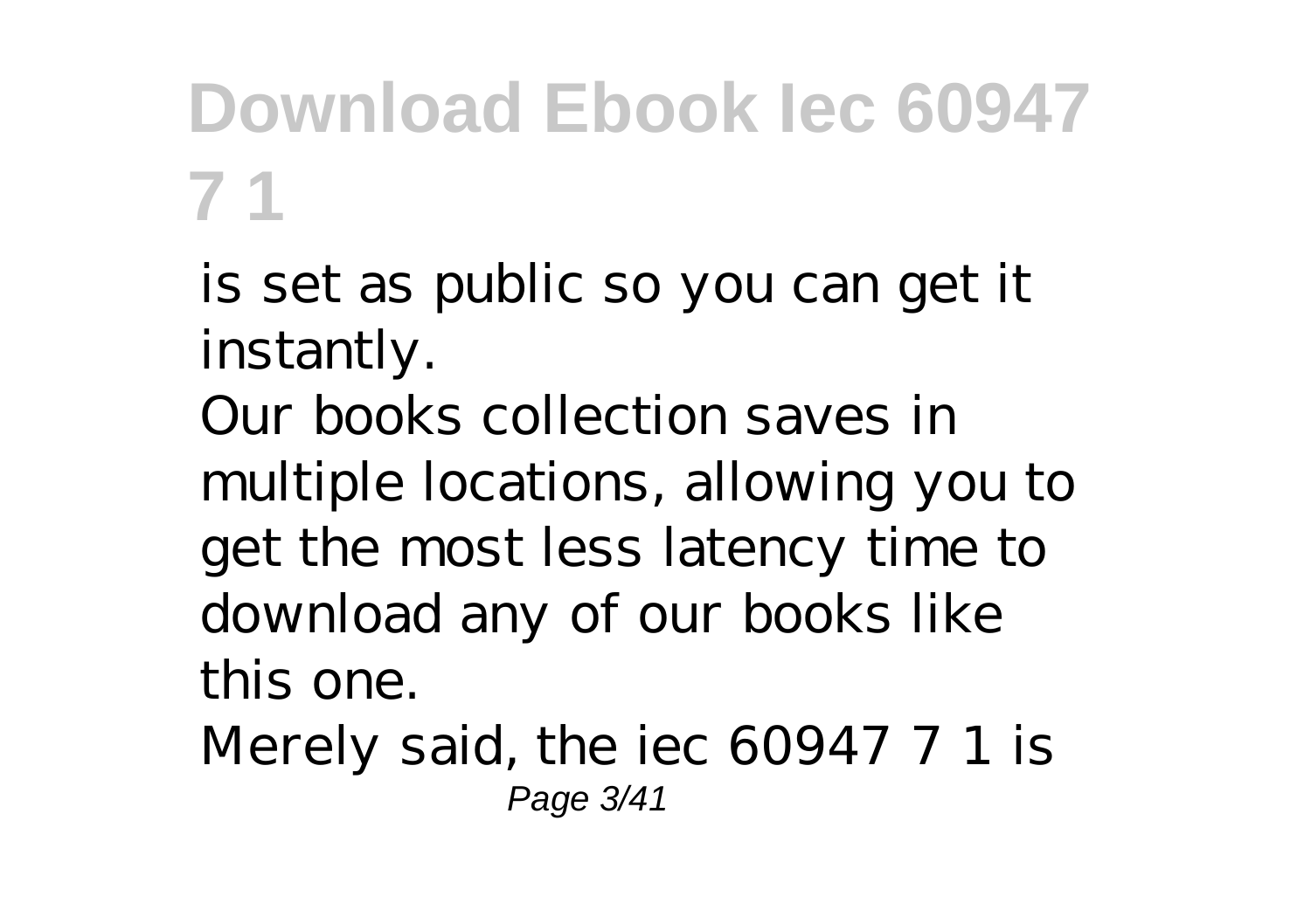is set as public so you can get it instantly.

Our books collection saves in multiple locations, allowing you to get the most less latency time to download any of our books like this one.

Merely said, the iec 60947 7 1 is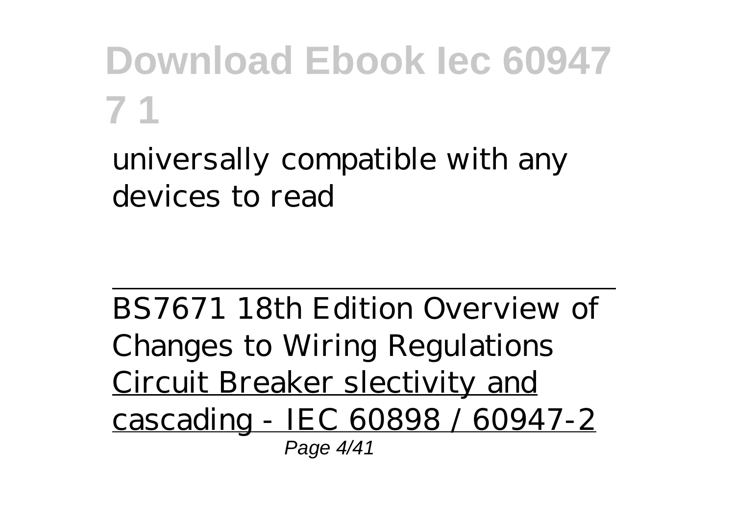universally compatible with any devices to read

BS7671 18th Edition Overview of Changes to Wiring Regulations

Circuit Breaker slectivity and cascading - IEC 60898 / 60947-2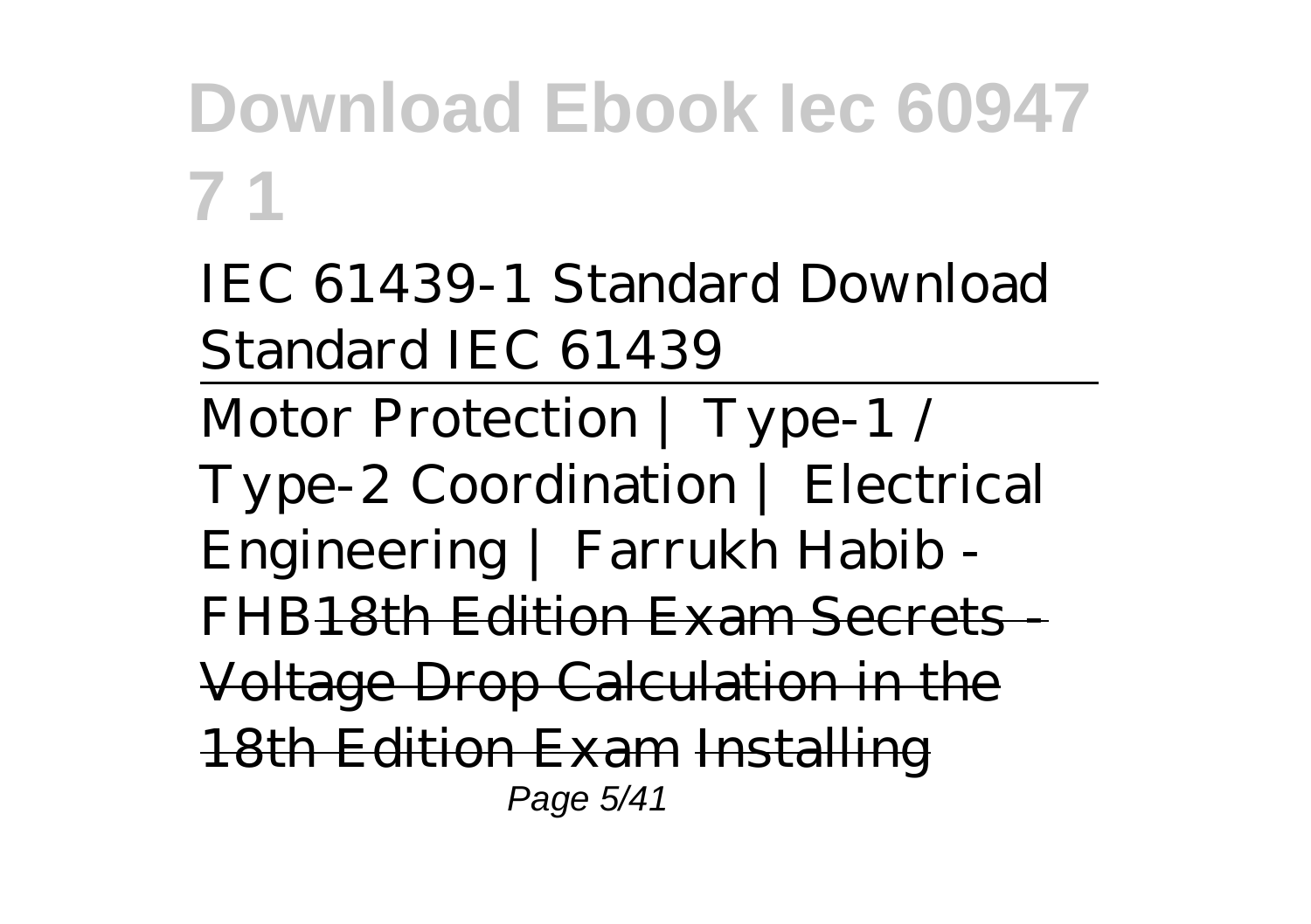*IEC 61439-1 Standard Download Standard IEC 61439*

Motor Protection | Type-1 / Type-2 Coordination | Electrical Engineering | Farrukh Habib - FHB18th Edition Exam Secrets - Voltage Drop Calculation in the 18th Edition Exam Installing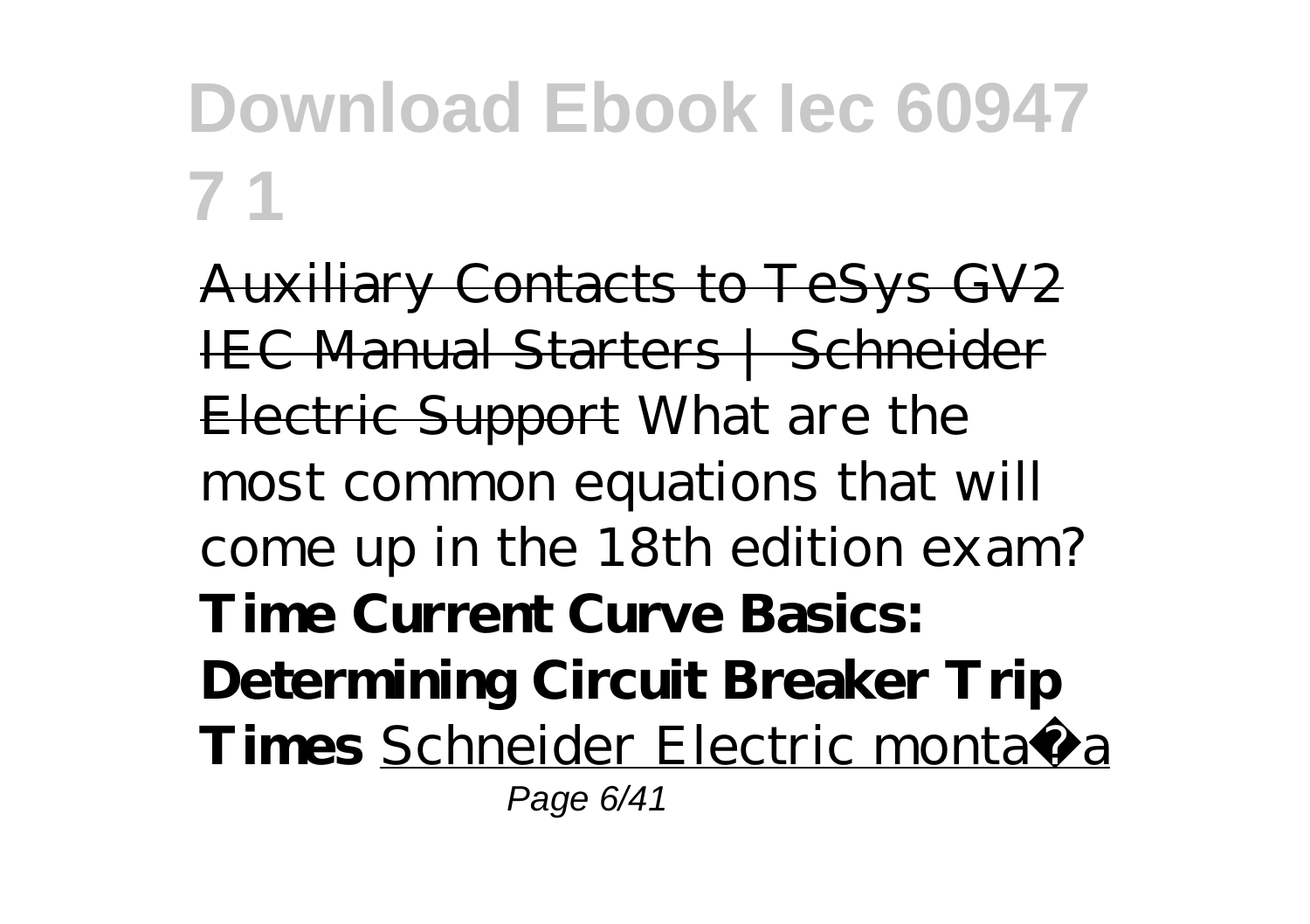Auxiliary Contacts to TeSys GV2 IEC Manual Starters | Schneider Electric Support *What are the most common equations that will come up in the 18th edition exam?* **Time Current Curve Basics: Determining Circuit Breaker Trip Times** Schneider Electric montaža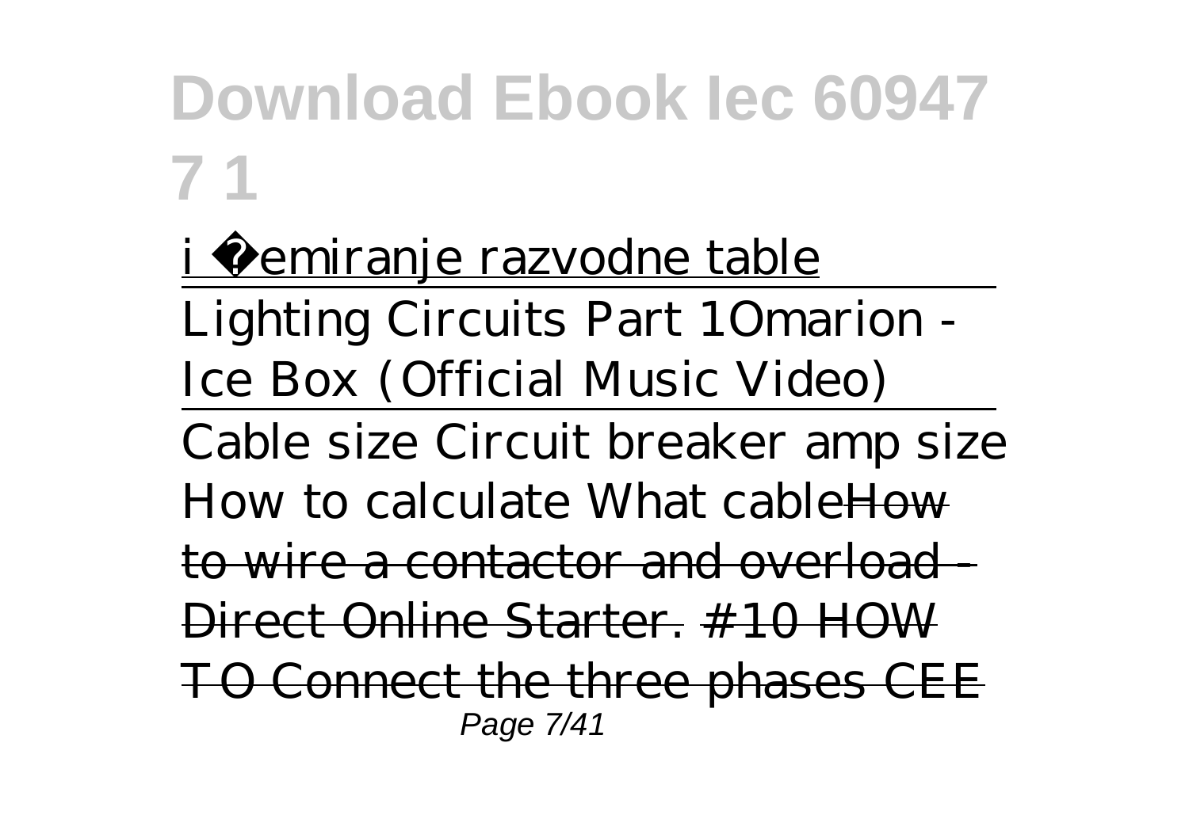i Šemiranje razvodne table

Lighting Circuits Part 1Omarion - Ice Box (Official Music Video)

Cable size Circuit breaker amp size How to calculate What cable~~How to wire a contactor and overload - Direct Online Starter.~~ ~~#10 HOW TO Connect the three phases CEE~~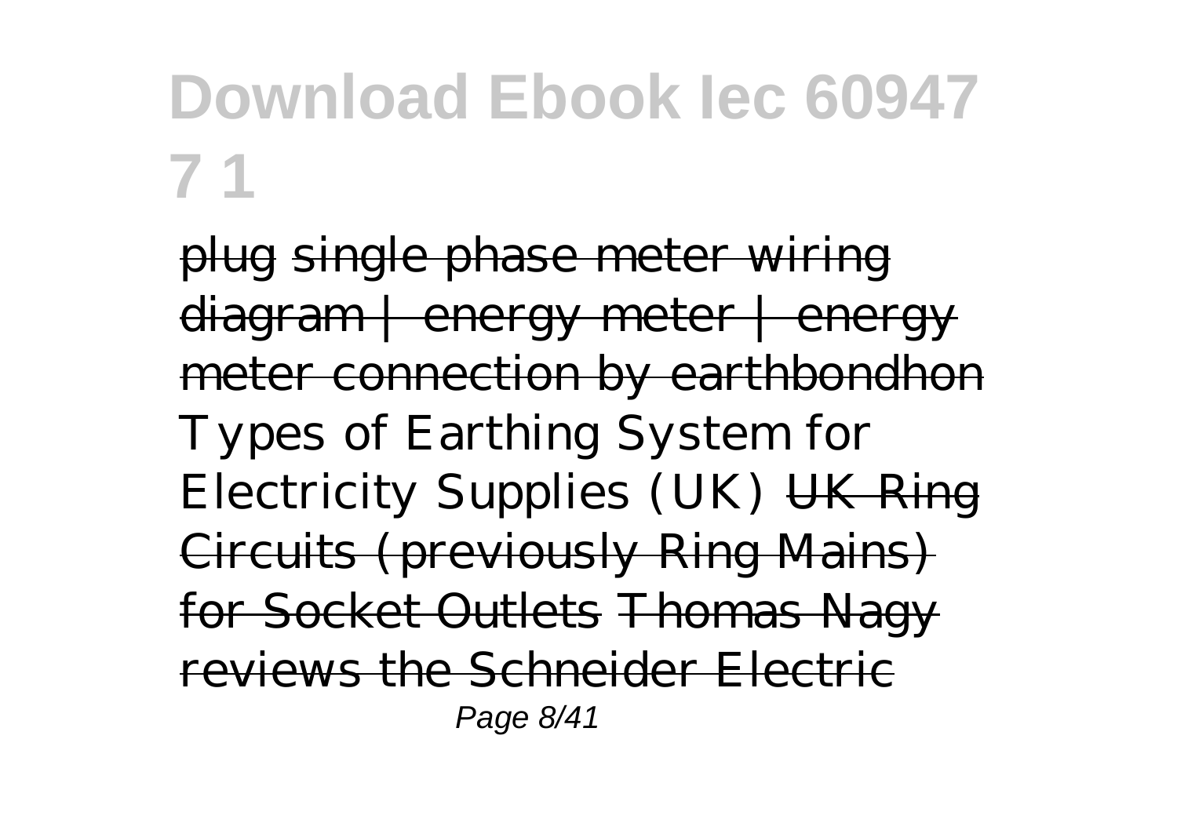plug single phase meter wiring diagram | energy meter | energy meter connection by earthbondhon *Types of Earthing System for Electricity Supplies (UK)* UK Ring Circuits (previously Ring Mains) for Socket Outlets Thomas Nagy reviews the Schneider Electric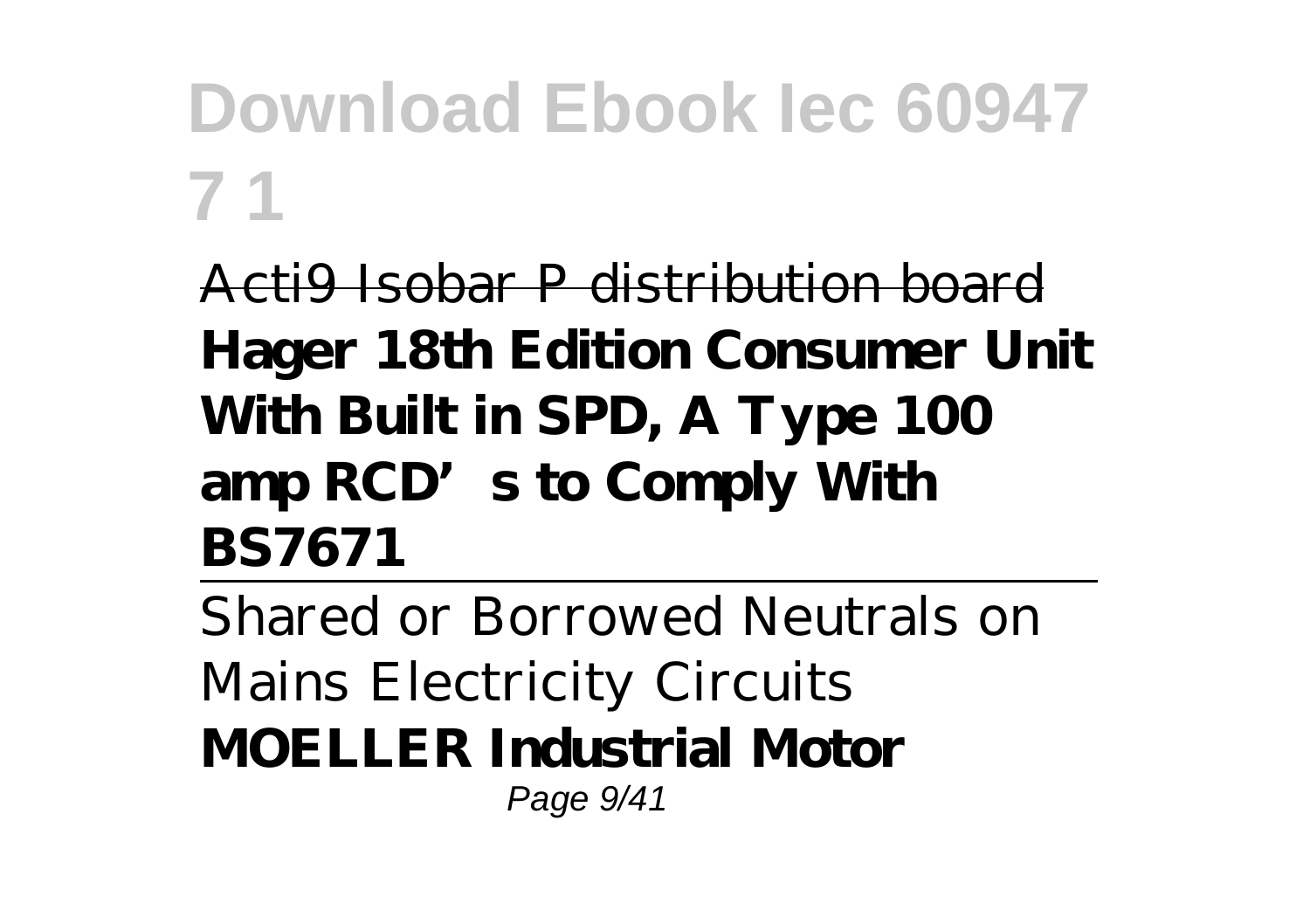Acti9 Isobar P distribution board

**Hager 18th Edition Consumer Unit With Built in SPD, A Type 100 amp RCD's to Comply With BS7671**

---

Shared or Borrowed Neutrals on Mains Electricity Circuits

**MOELLER Industrial Motor**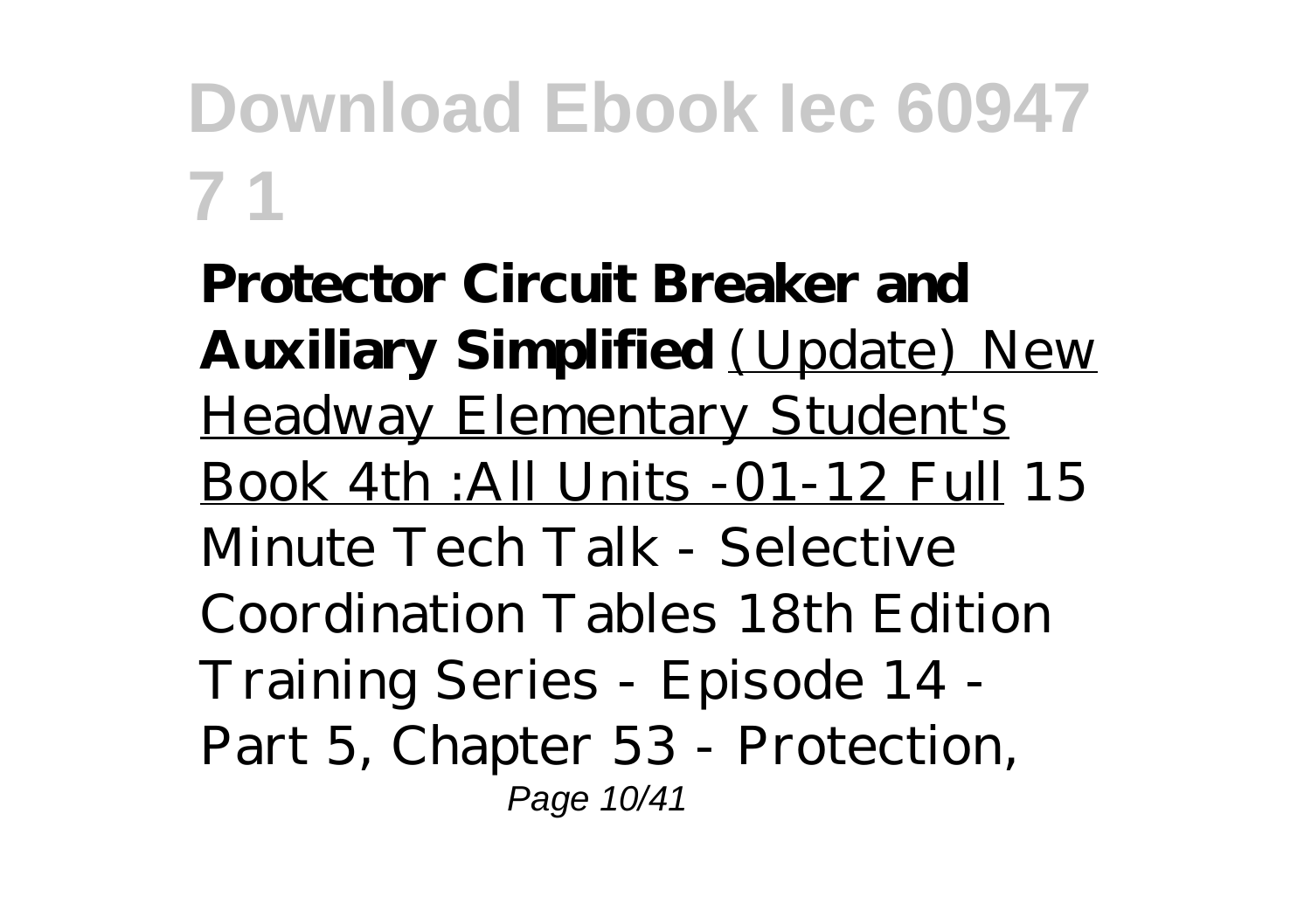**Protector Circuit Breaker and Auxiliary Simplified** (Update) New Headway Elementary Student's Book 4th :All Units -01-12 Full *15 Minute Tech Talk - Selective Coordination Tables 18th Edition Training Series - Episode 14 - Part 5, Chapter 53 - Protection,*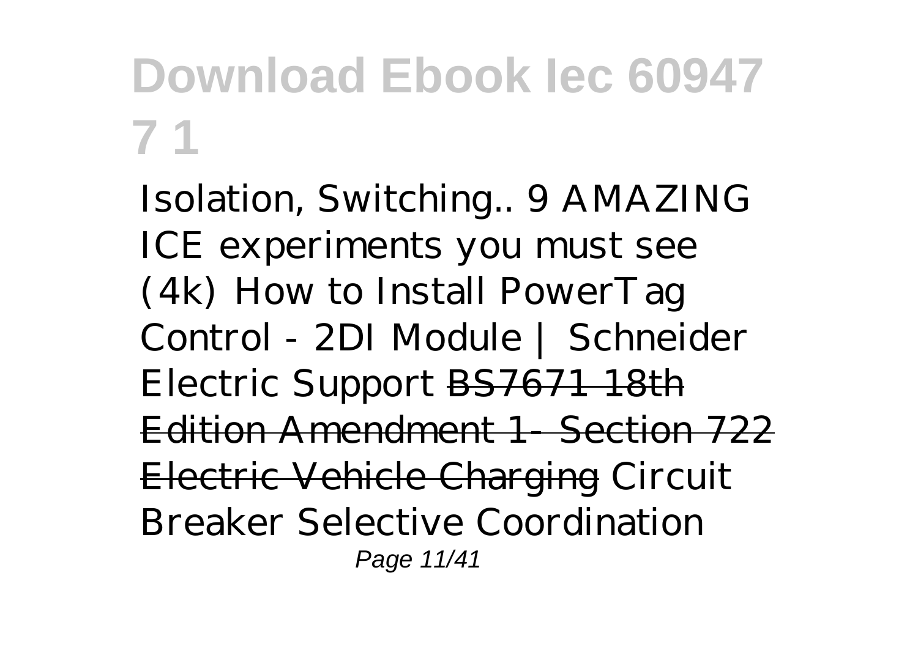*Isolation, Switching.. 9 AMAZING ICE experiments you must see (4k) How to Install PowerTag Control - 2DI Module | Schneider Electric Support* ~~BS7671 18th Edition Amendment 1- Section 722 Electric Vehicle Charging~~ *Circuit Breaker Selective Coordination*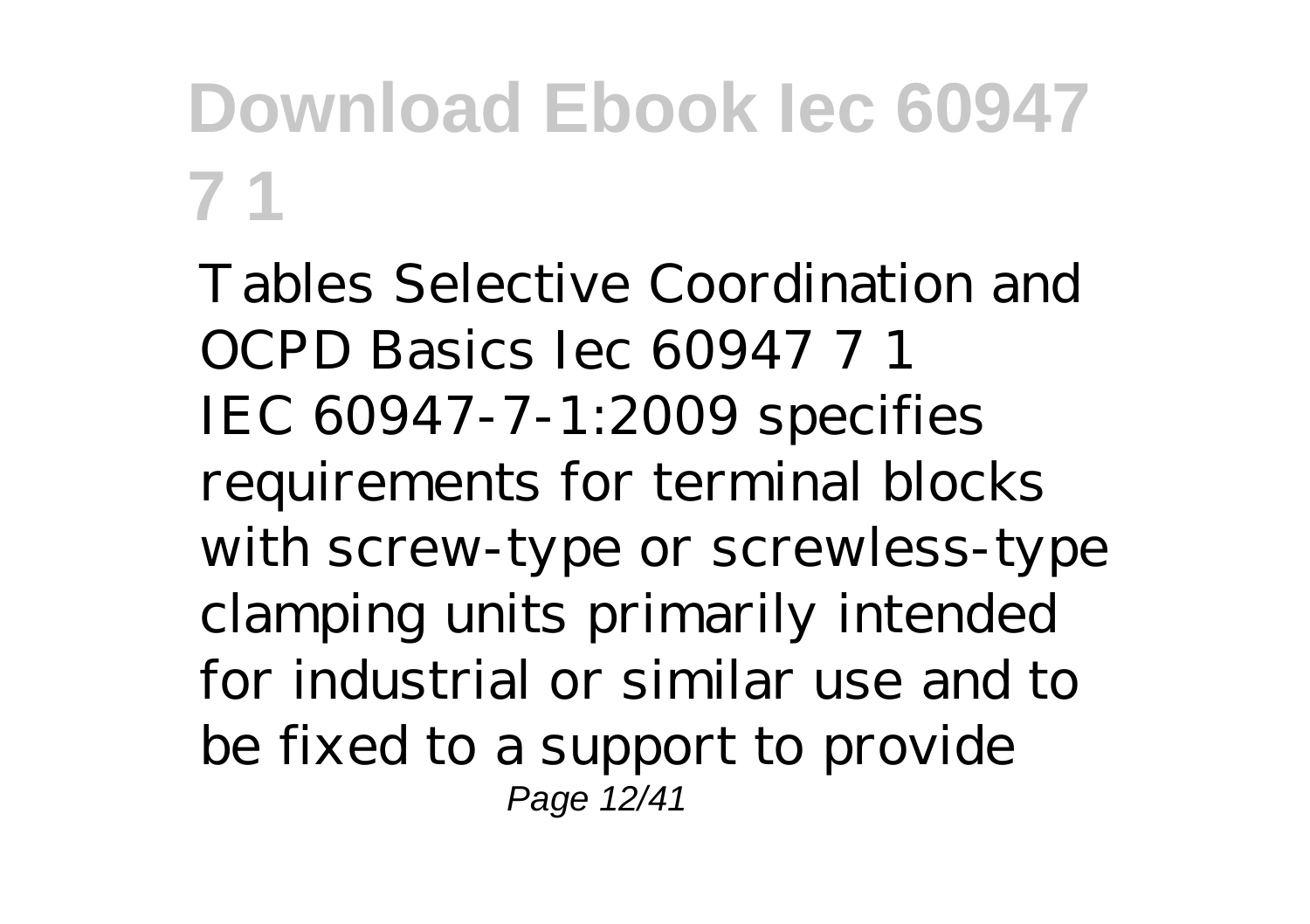Tables Selective Coordination and OCPD Basics Iec 60947 7 1

IEC 60947-7-1:2009 specifies requirements for terminal blocks with screw-type or screwless-type clamping units primarily intended for industrial or similar use and to be fixed to a support to provide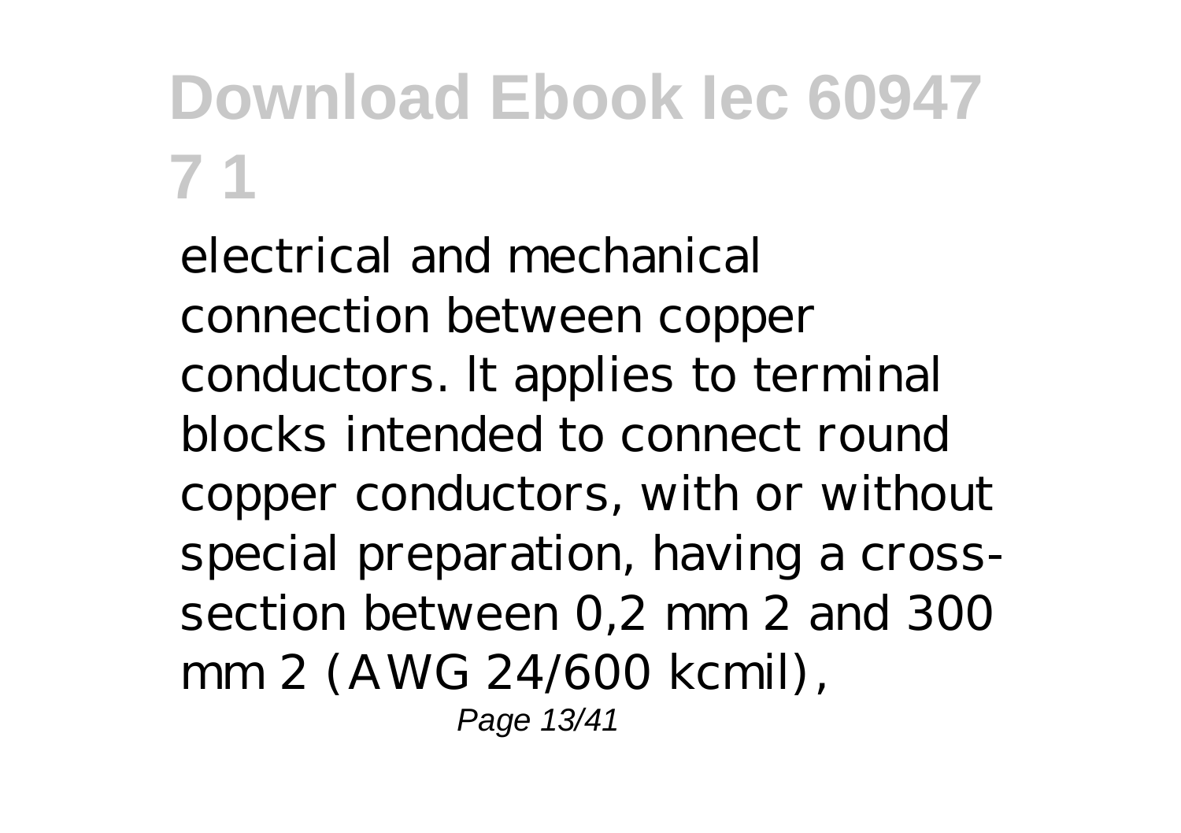electrical and mechanical connection between copper conductors. It applies to terminal blocks intended to connect round copper conductors, with or without special preparation, having a cross-section between 0,2 mm 2 and 300 mm 2 (AWG 24/600 kcmil),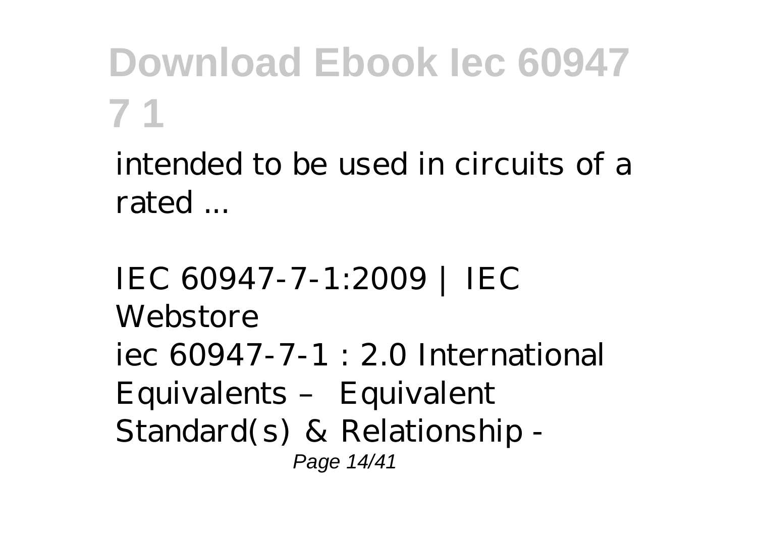intended to be used in circuits of a rated ...

*IEC 60947-7-1:2009 | IEC Webstore*

iec 60947-7-1 : 2.0 International Equivalents – Equivalent Standard(s) & Relationship -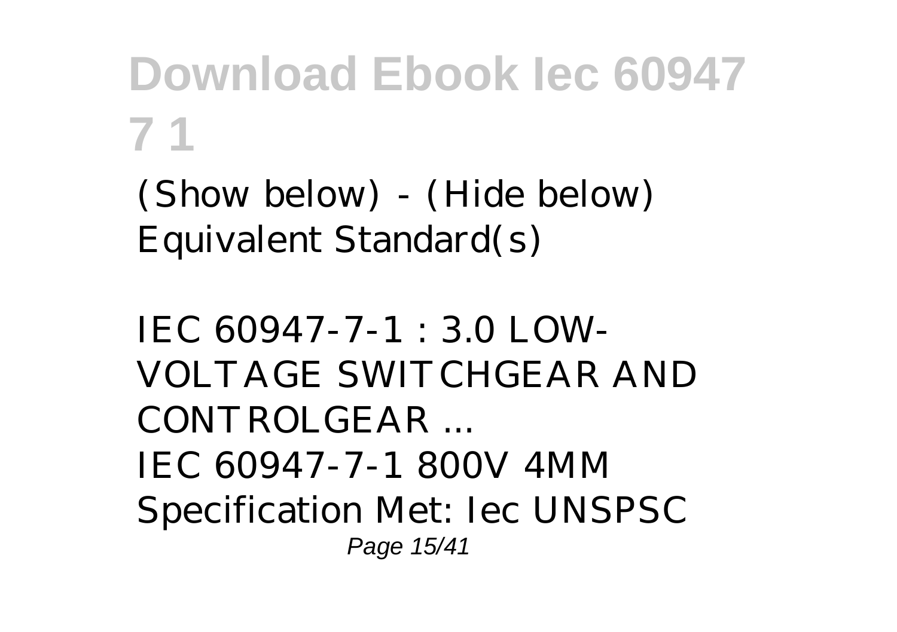(Show below) - (Hide below) Equivalent Standard(s)

*IEC 60947-7-1 : 3.0 LOW-VOLTAGE SWITCHGEAR AND CONTROLGEAR ...*

IEC 60947-7-1 800V 4MM Specification Met: Iec UNSPSC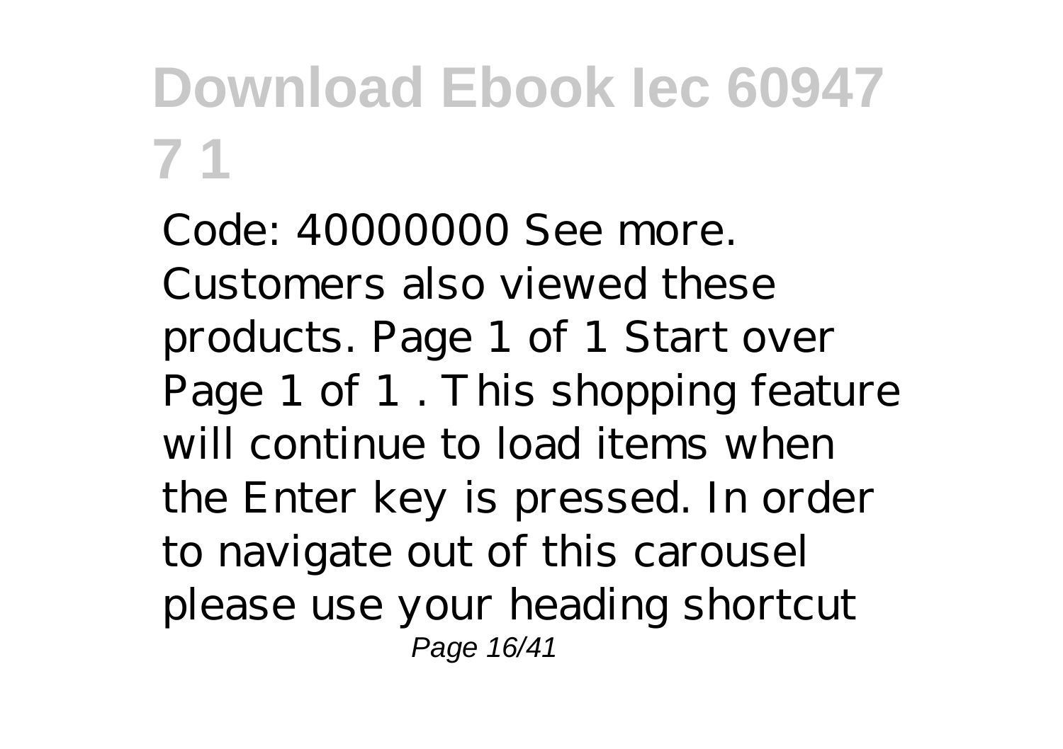Code: 40000000 See more. Customers also viewed these products. Page 1 of 1 Start over Page 1 of 1 . This shopping feature will continue to load items when the Enter key is pressed. In order to navigate out of this carousel please use your heading shortcut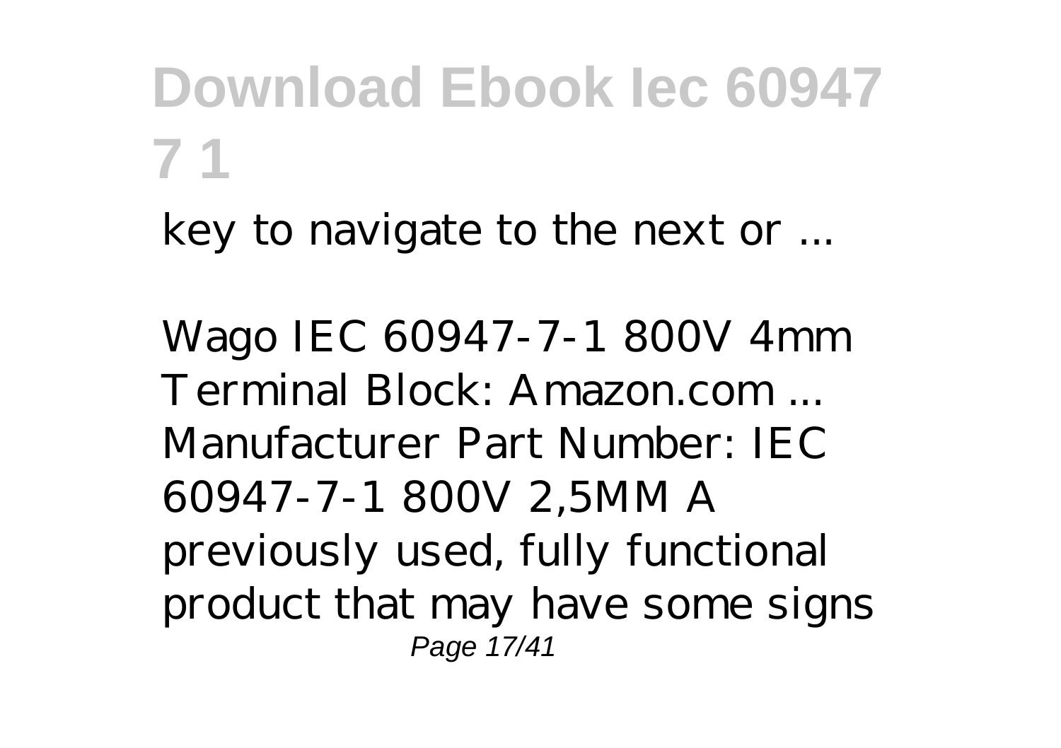key to navigate to the next or ...

*Wago IEC 60947-7-1 800V 4mm Terminal Block: Amazon.com ...*
Manufacturer Part Number: IEC 60947-7-1 800V 2,5MM A previously used, fully functional product that may have some signs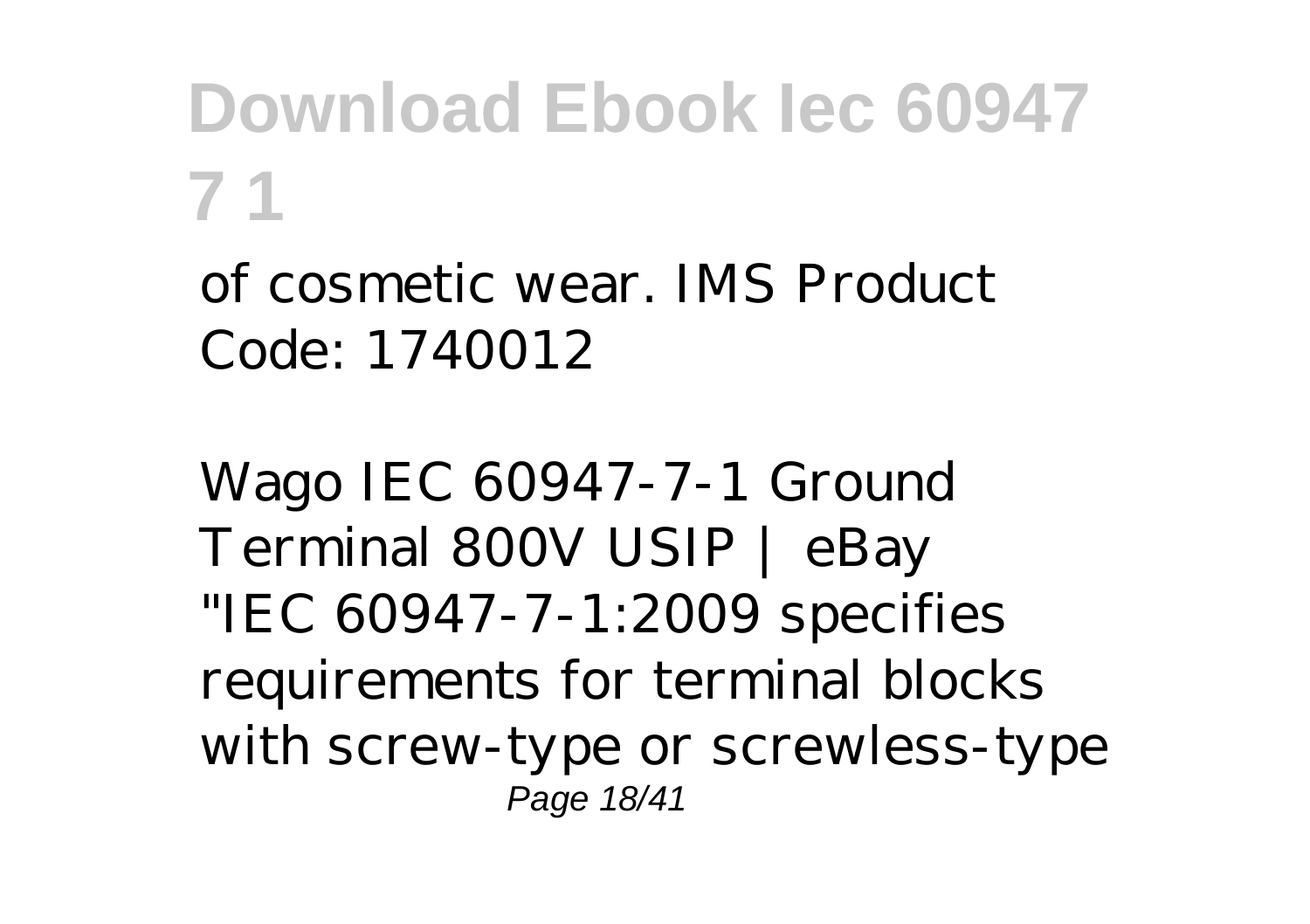of cosmetic wear. IMS Product Code: 1740012

*Wago IEC 60947-7-1 Ground Terminal 800V USIP | eBay*

"IEC 60947-7-1:2009 specifies requirements for terminal blocks with screw-type or screwless-type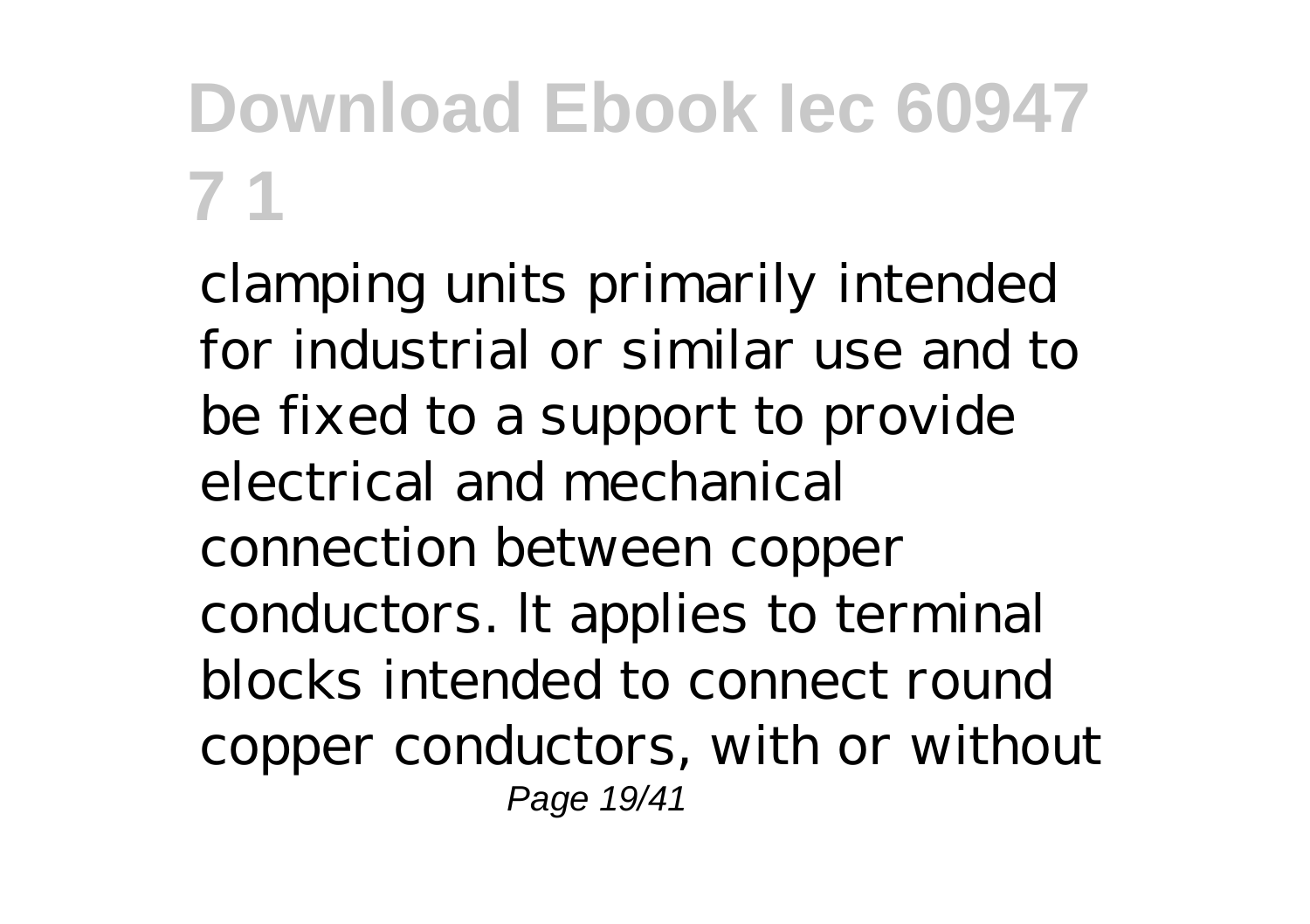# Download Ebook Iec 60947 7 1

clamping units primarily intended for industrial or similar use and to be fixed to a support to provide electrical and mechanical connection between copper conductors. It applies to terminal blocks intended to connect round copper conductors, with or without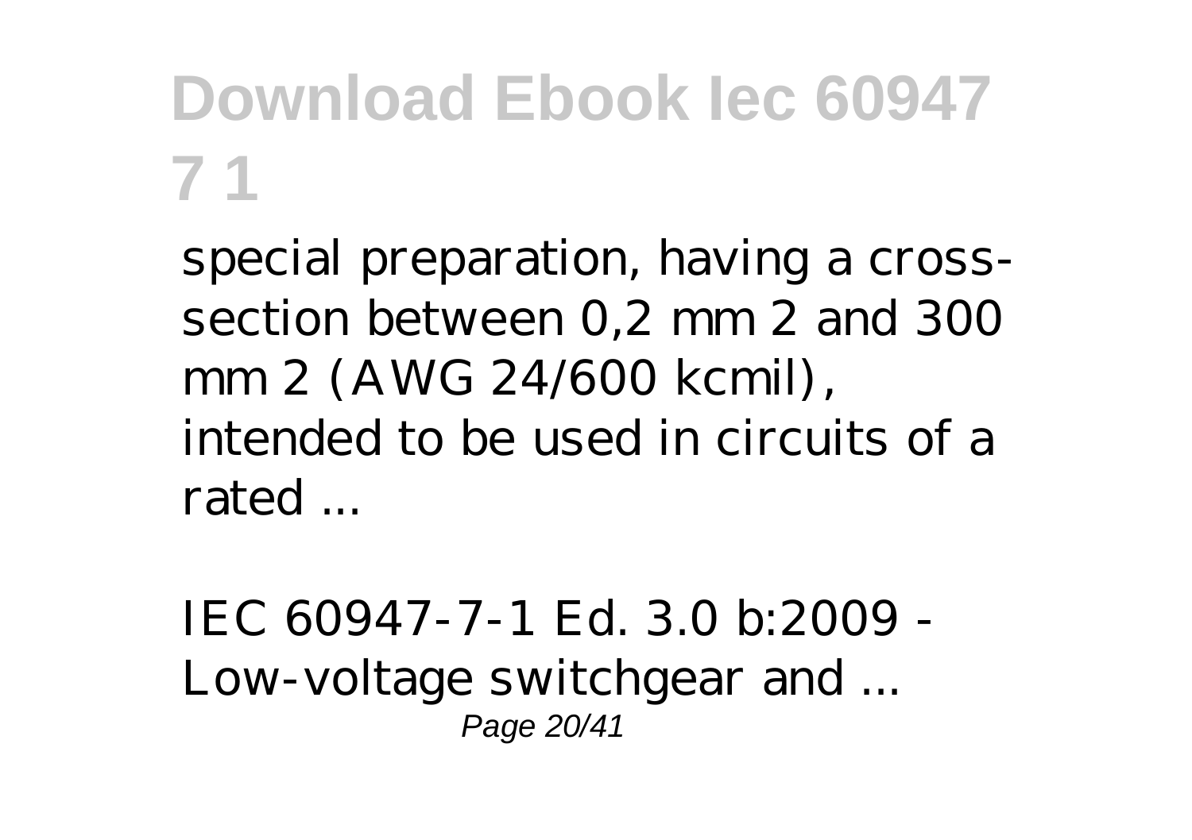special preparation, having a cross-section between 0,2 mm 2 and 300 mm 2 (AWG 24/600 kcmil), intended to be used in circuits of a rated ...

IEC 60947-7-1 Ed. 3.0 b:2009 - Low-voltage switchgear and ...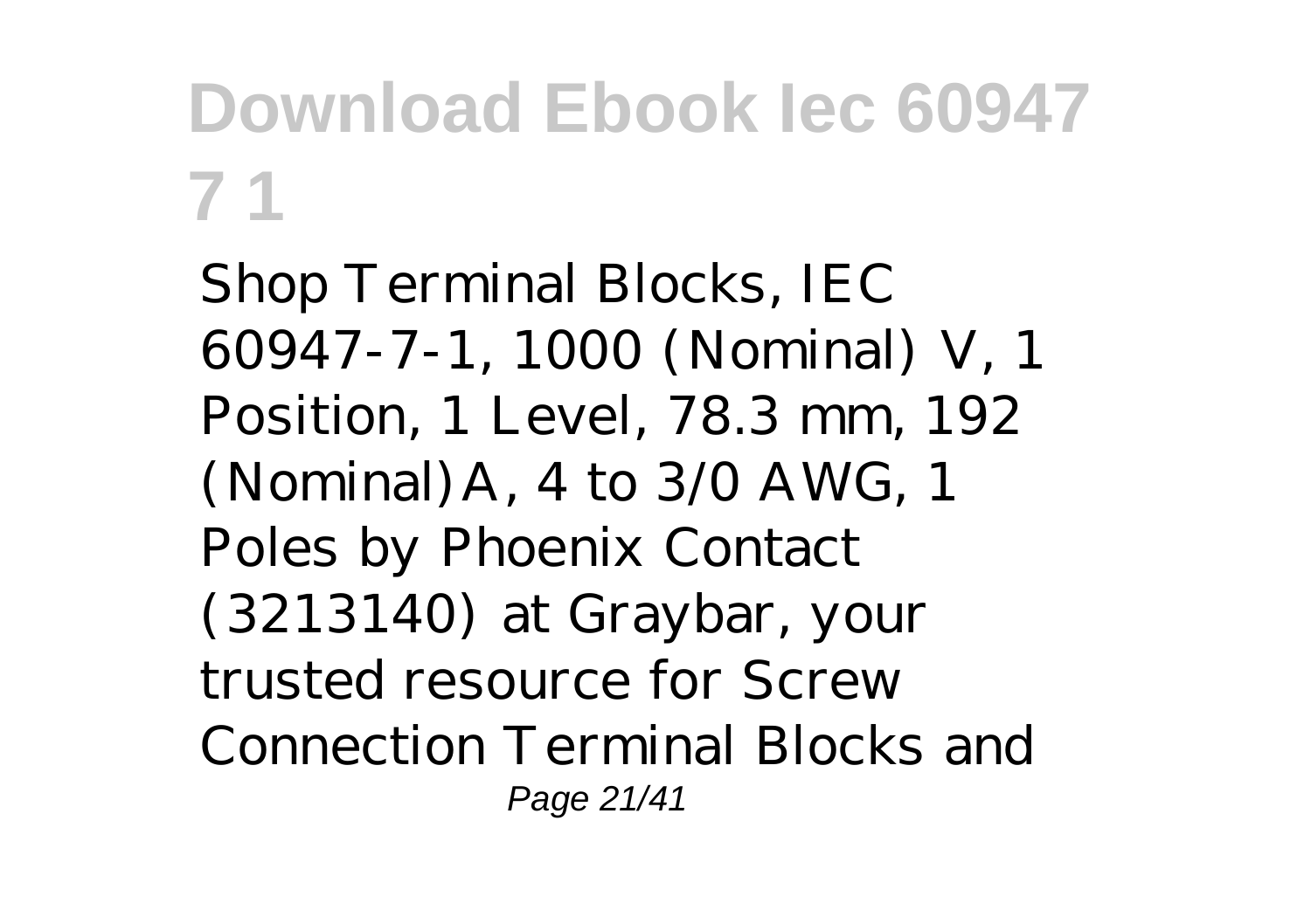Shop Terminal Blocks, IEC 60947-7-1, 1000 (Nominal) V, 1 Position, 1 Level, 78.3 mm, 192 (Nominal)A, 4 to 3/0 AWG, 1 Poles by Phoenix Contact (3213140) at Graybar, your trusted resource for Screw Connection Terminal Blocks and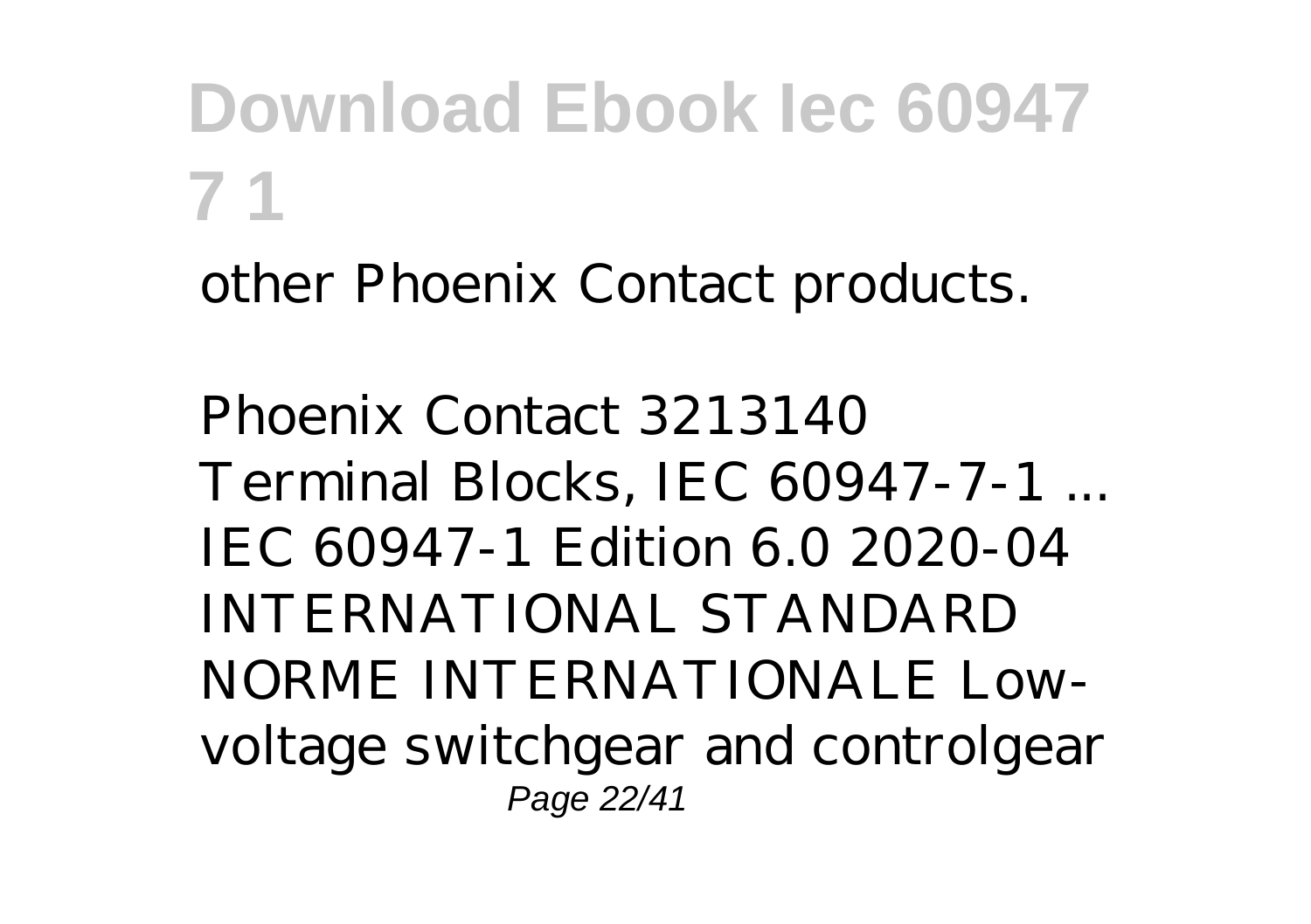other Phoenix Contact products.

*Phoenix Contact 3213140 Terminal Blocks, IEC 60947-7-1 ...*
IEC 60947-1 Edition 6.0 2020-04 INTERNATIONAL STANDARD NORME INTERNATIONALE Low-voltage switchgear and controlgear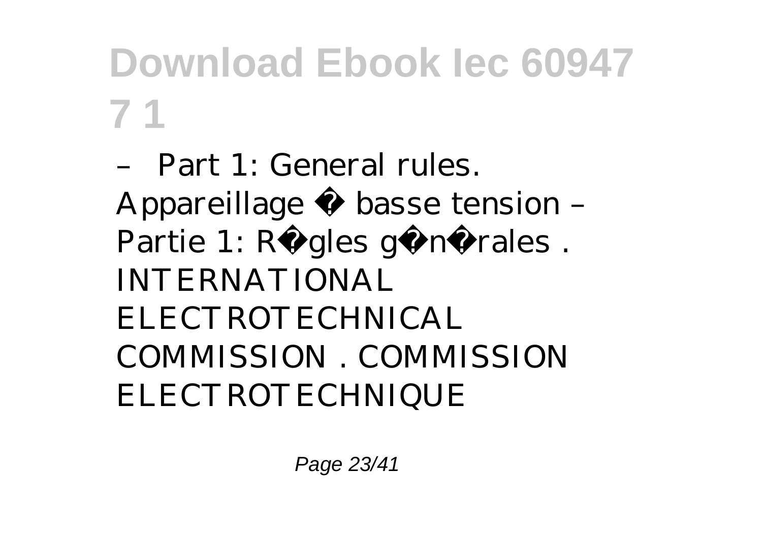# Download Ebook Iec 60947 7 1

– Part 1: General rules. Appareillage � basse tension – Partie 1: R�gles g�n�rales . INTERNATIONAL ELECTROTECHNICAL COMMISSION . COMMISSION ELECTROTECHNIQUE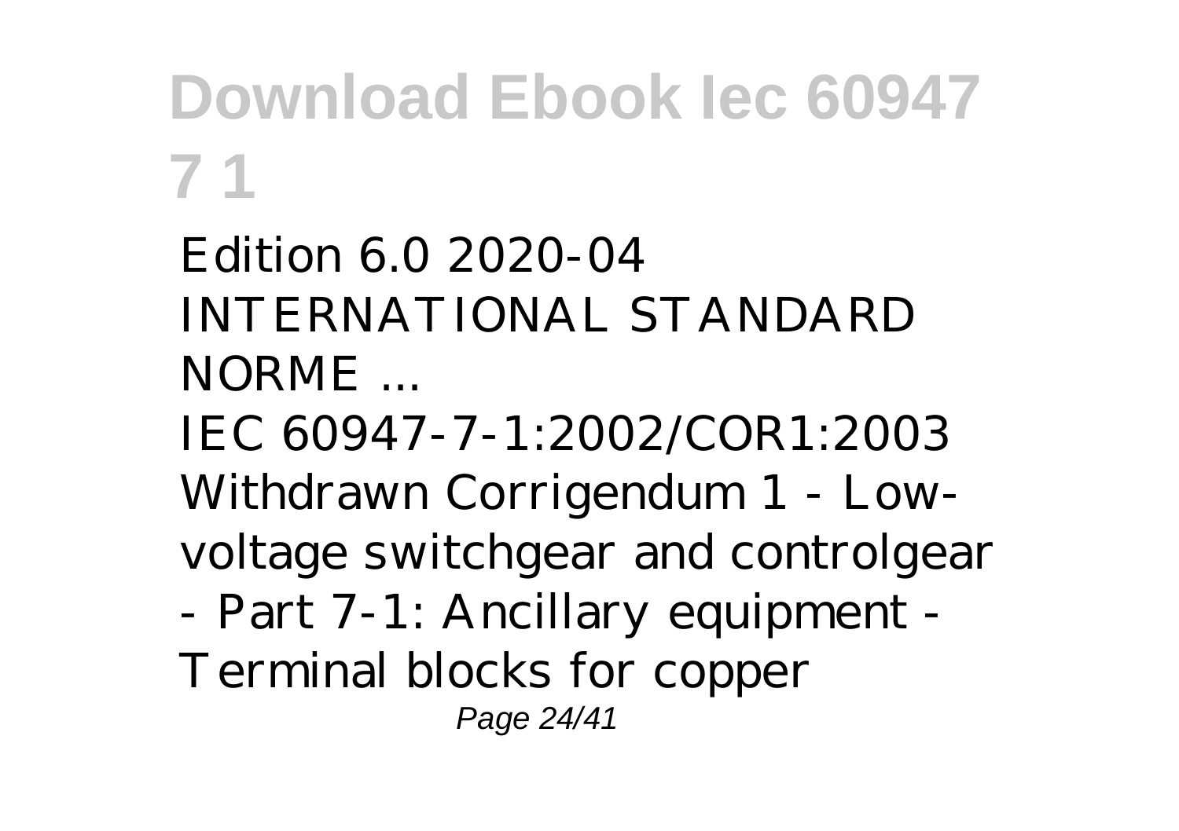Edition 6.0 2020-04 INTERNATIONAL STANDARD NORME ...

IEC 60947-7-1:2002/COR1:2003 Withdrawn Corrigendum 1 - Low-voltage switchgear and controlgear - Part 7-1: Ancillary equipment - Terminal blocks for copper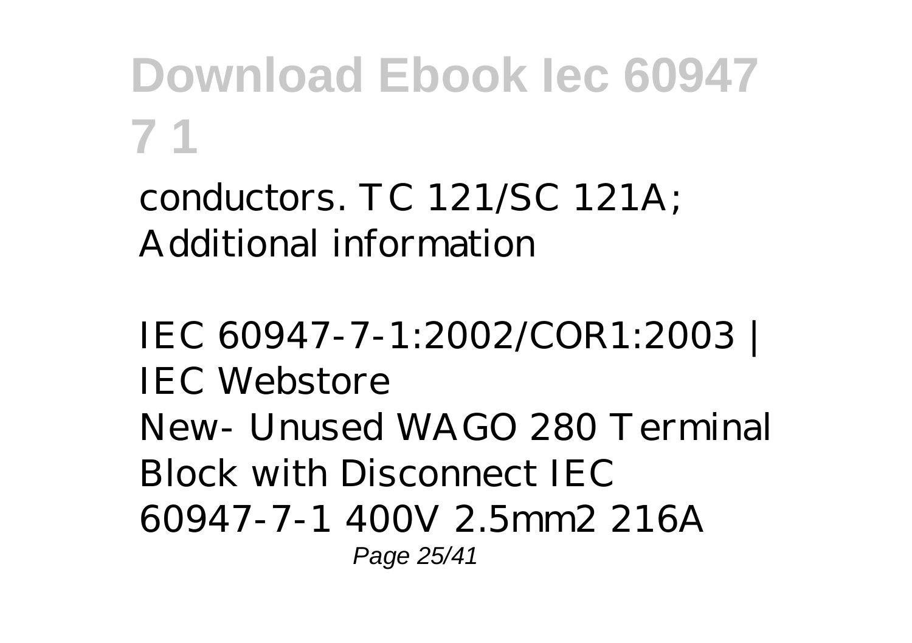conductors. TC 121/SC 121A; Additional information

IEC 60947-7-1:2002/COR1:2003 | IEC Webstore

New- Unused WAGO 280 Terminal Block with Disconnect IEC 60947-7-1 400V 2.5mm2 216A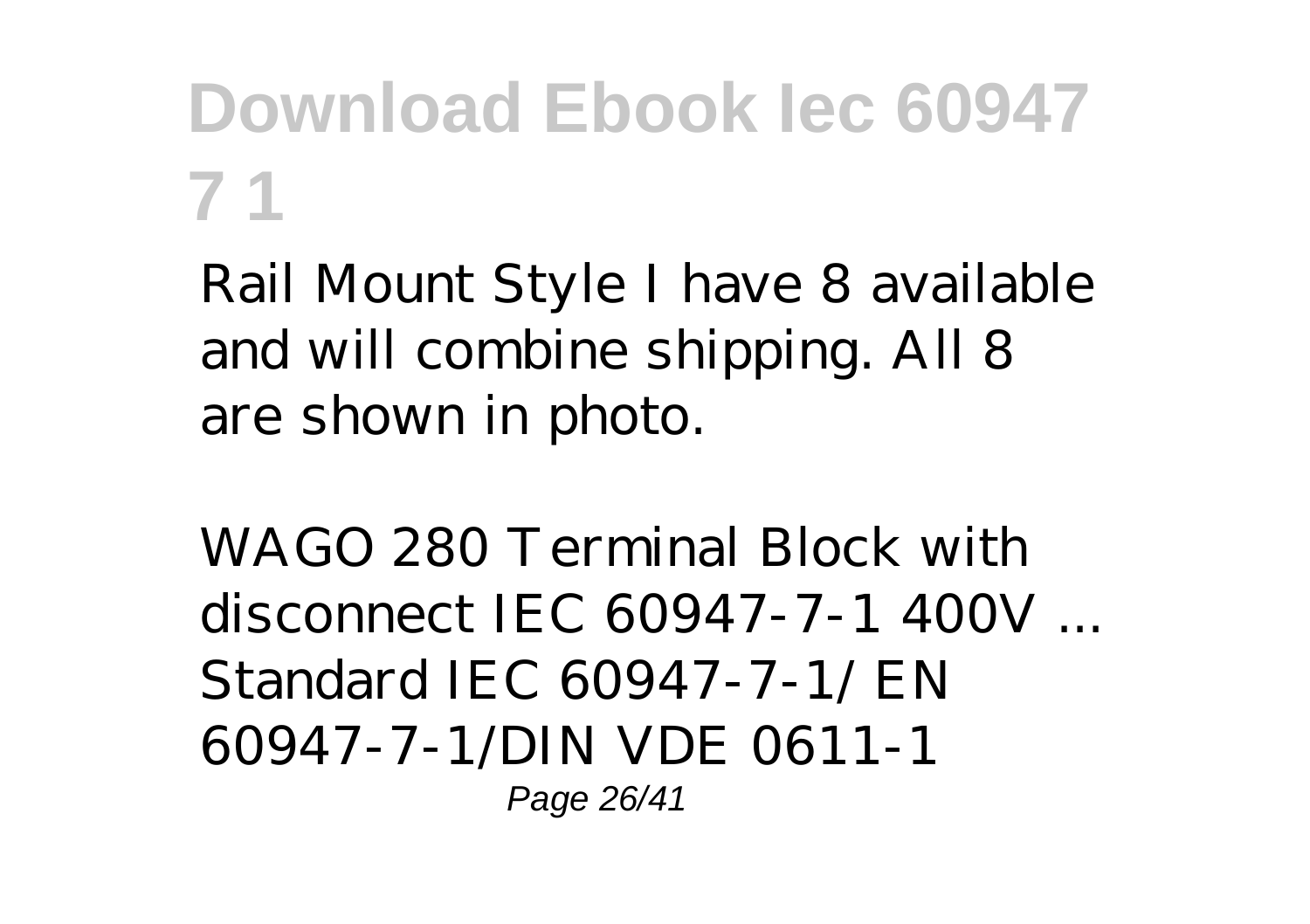Rail Mount Style I have 8 available and will combine shipping. All 8 are shown in photo.

*WAGO 280 Terminal Block with disconnect IEC 60947-7-1 400V ...*

Standard IEC 60947-7-1/ EN 60947-7-1/DIN VDE 0611-1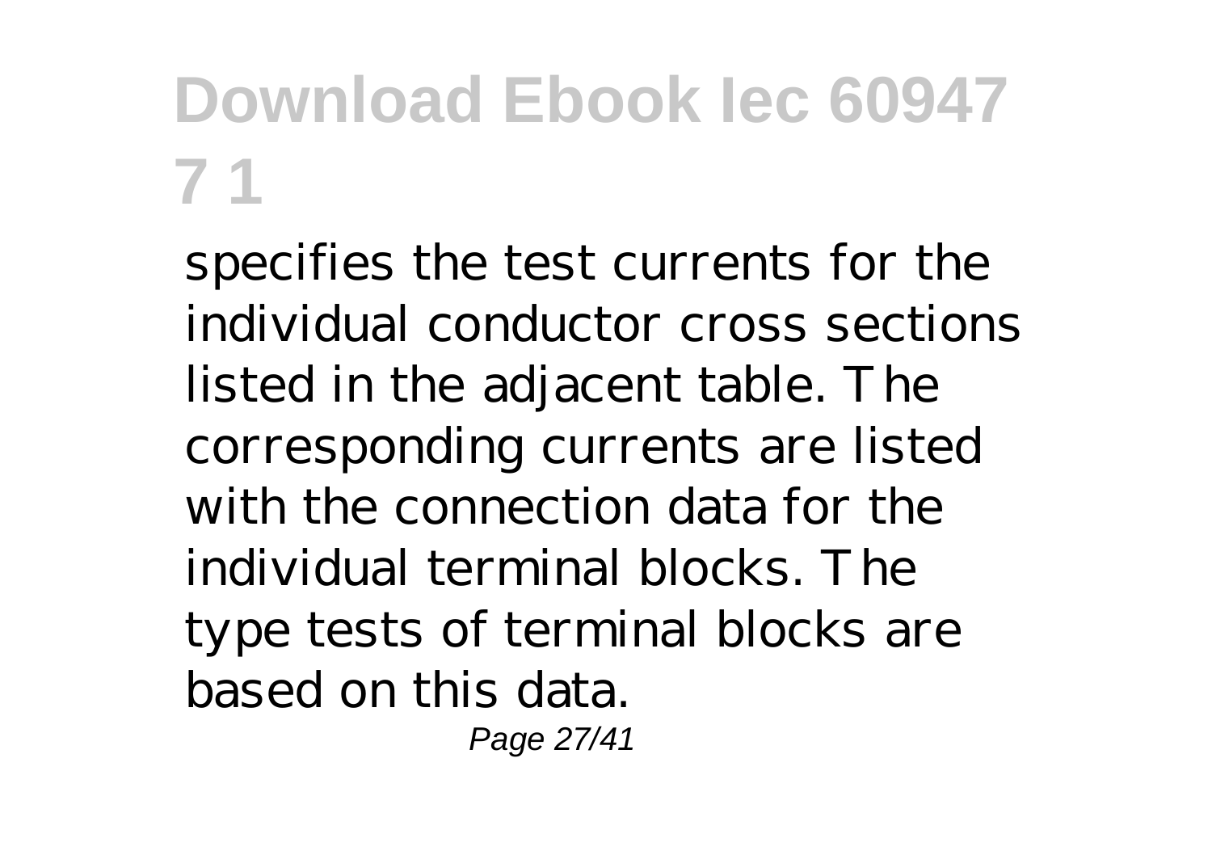specifies the test currents for the individual conductor cross sections listed in the adjacent table. The corresponding currents are listed with the connection data for the individual terminal blocks. The type tests of terminal blocks are based on this data.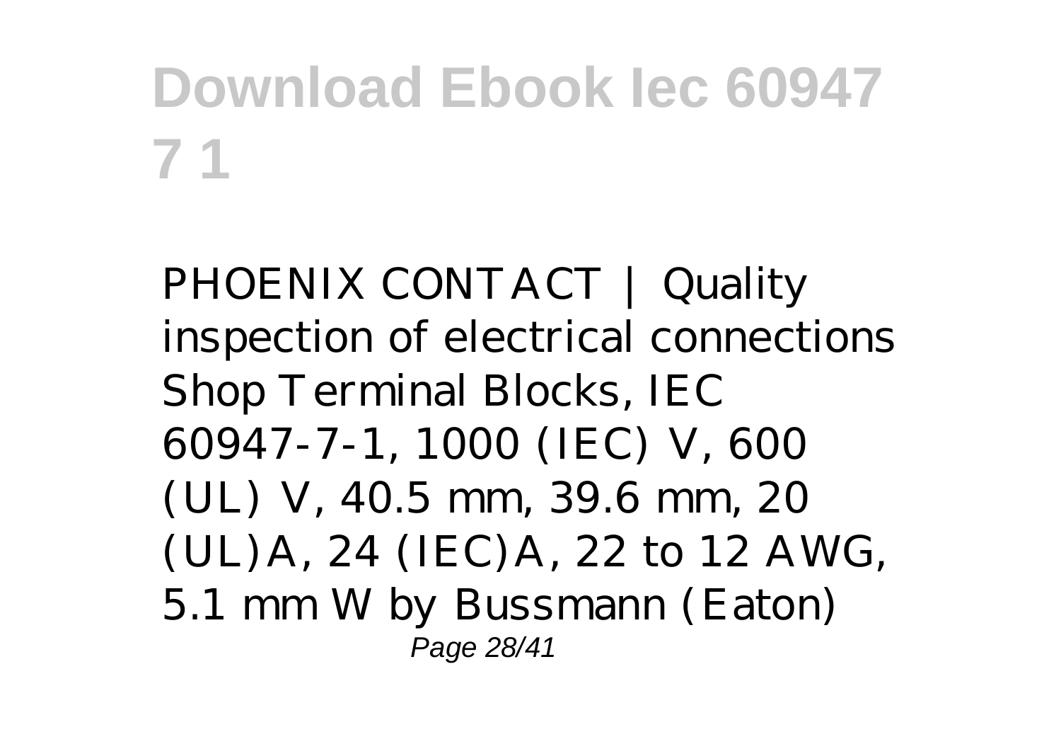# Download Ebook Iec 60947 7 1

PHOENIX CONTACT | Quality inspection of electrical connections
Shop Terminal Blocks, IEC 60947-7-1, 1000 (IEC) V, 600 (UL) V, 40.5 mm, 39.6 mm, 20 (UL)A, 24 (IEC)A, 22 to 12 AWG, 5.1 mm W by Bussmann (Eaton)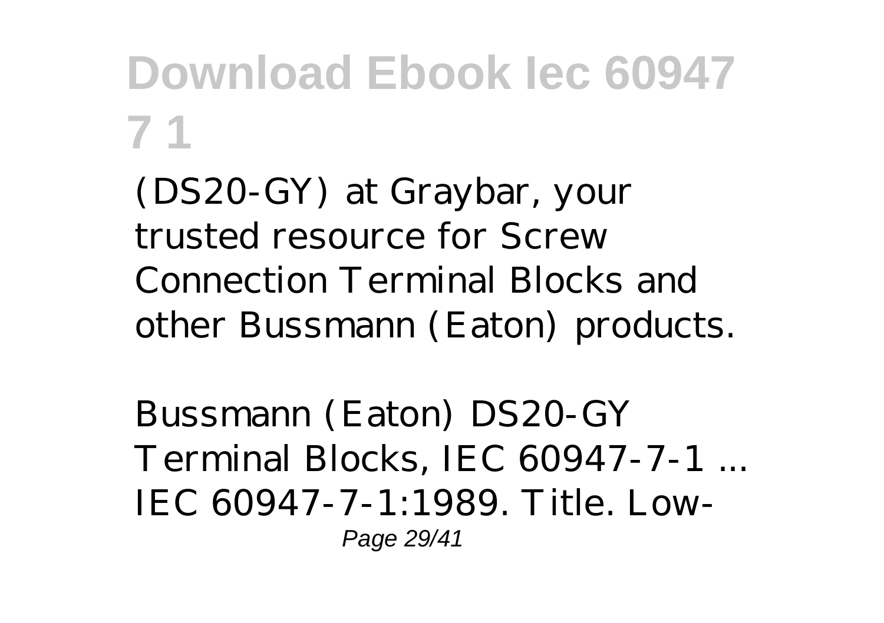(DS20-GY) at Graybar, your trusted resource for Screw Connection Terminal Blocks and other Bussmann (Eaton) products.

*Bussmann (Eaton) DS20-GY Terminal Blocks, IEC 60947-7-1 ...*
IEC 60947-7-1:1989. Title. Low-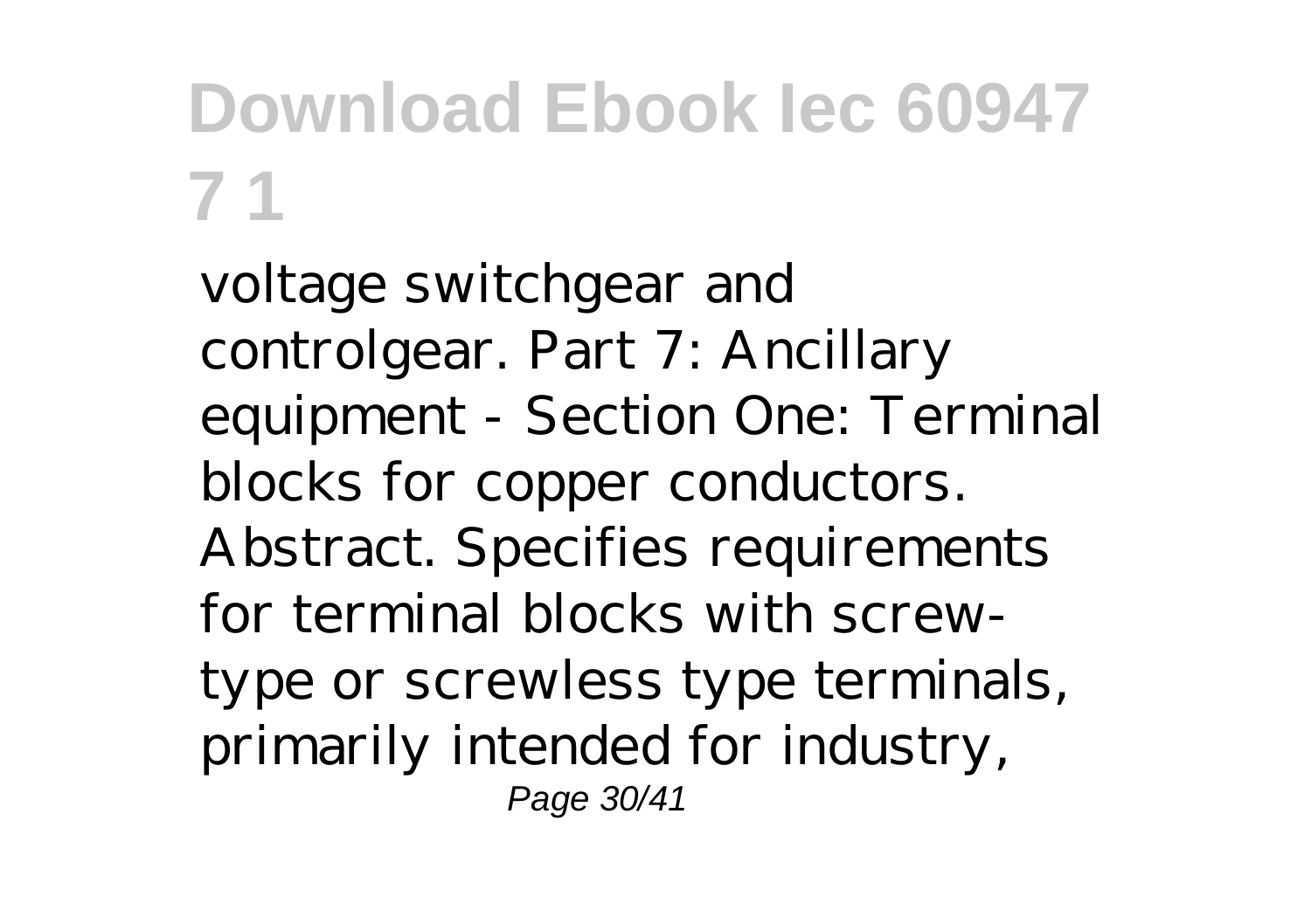voltage switchgear and controlgear. Part 7: Ancillary equipment - Section One: Terminal blocks for copper conductors. Abstract. Specifies requirements for terminal blocks with screw-type or screwless type terminals, primarily intended for industry,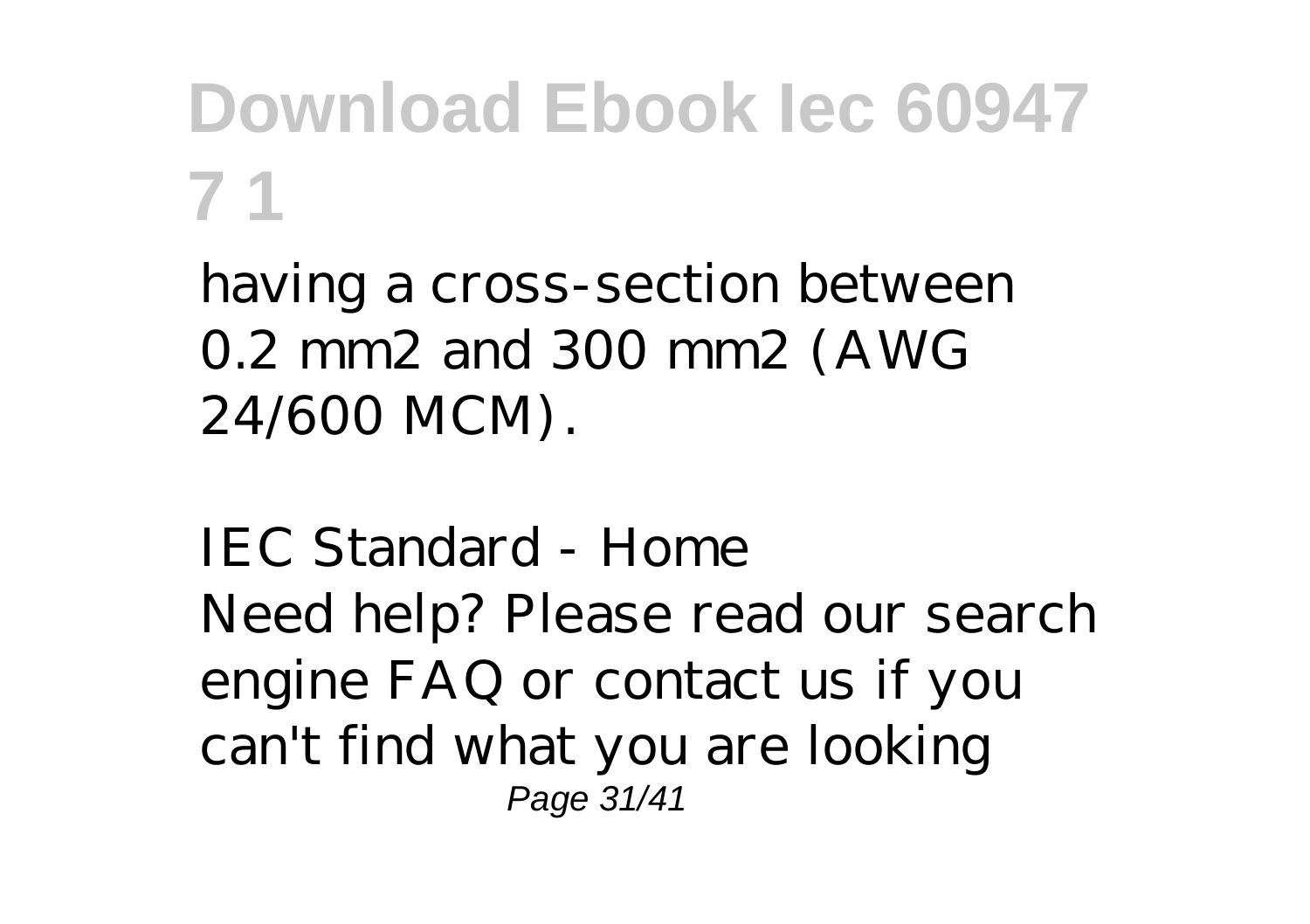having a cross-section between 0.2 mm2 and 300 mm2 (AWG 24/600 MCM).

*IEC Standard - Home*

Need help? Please read our search engine FAQ or contact us if you can't find what you are looking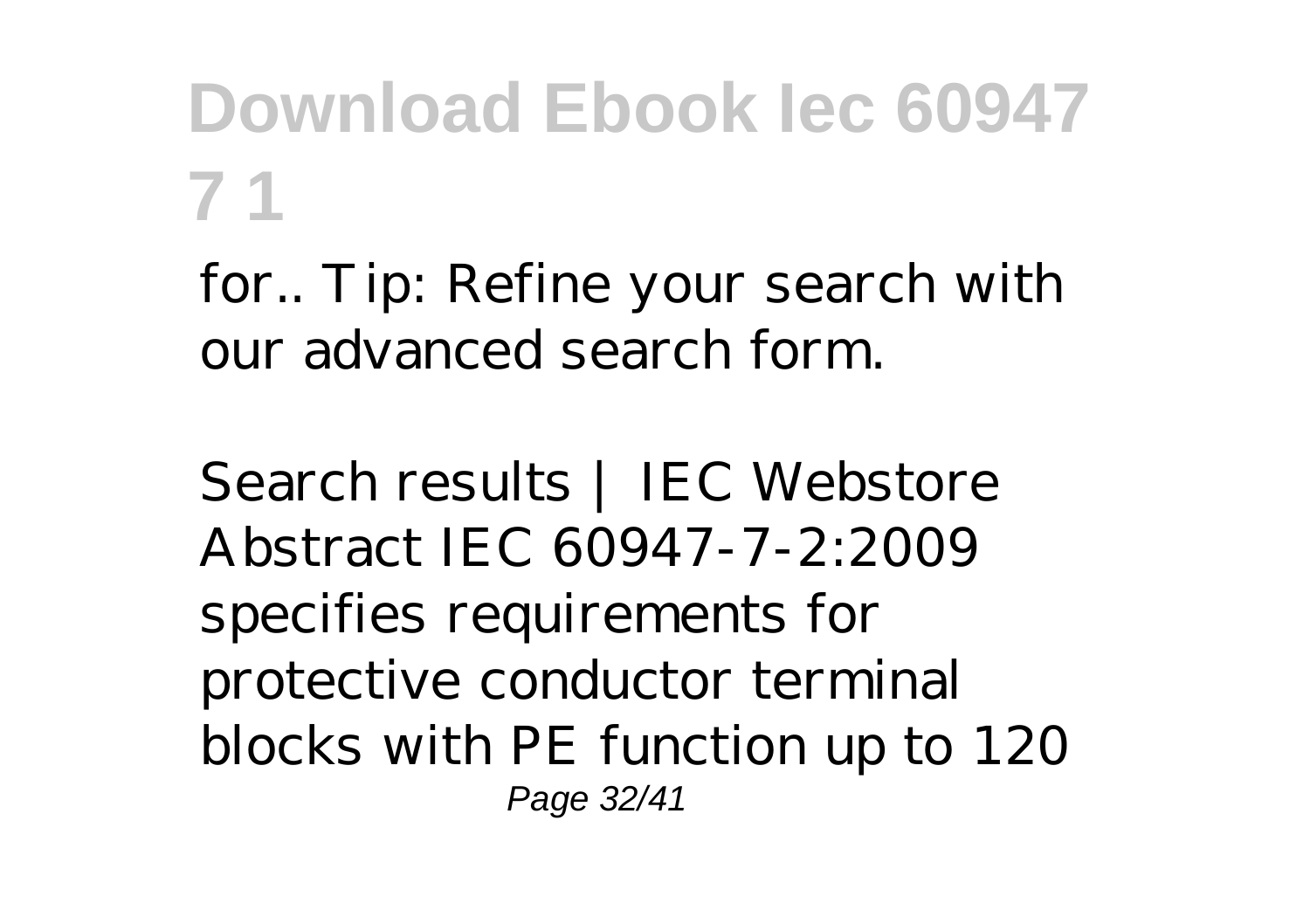for.. Tip: Refine your search with our advanced search form.

*Search results | IEC Webstore*

Abstract IEC 60947-7-2:2009 specifies requirements for protective conductor terminal blocks with PE function up to 120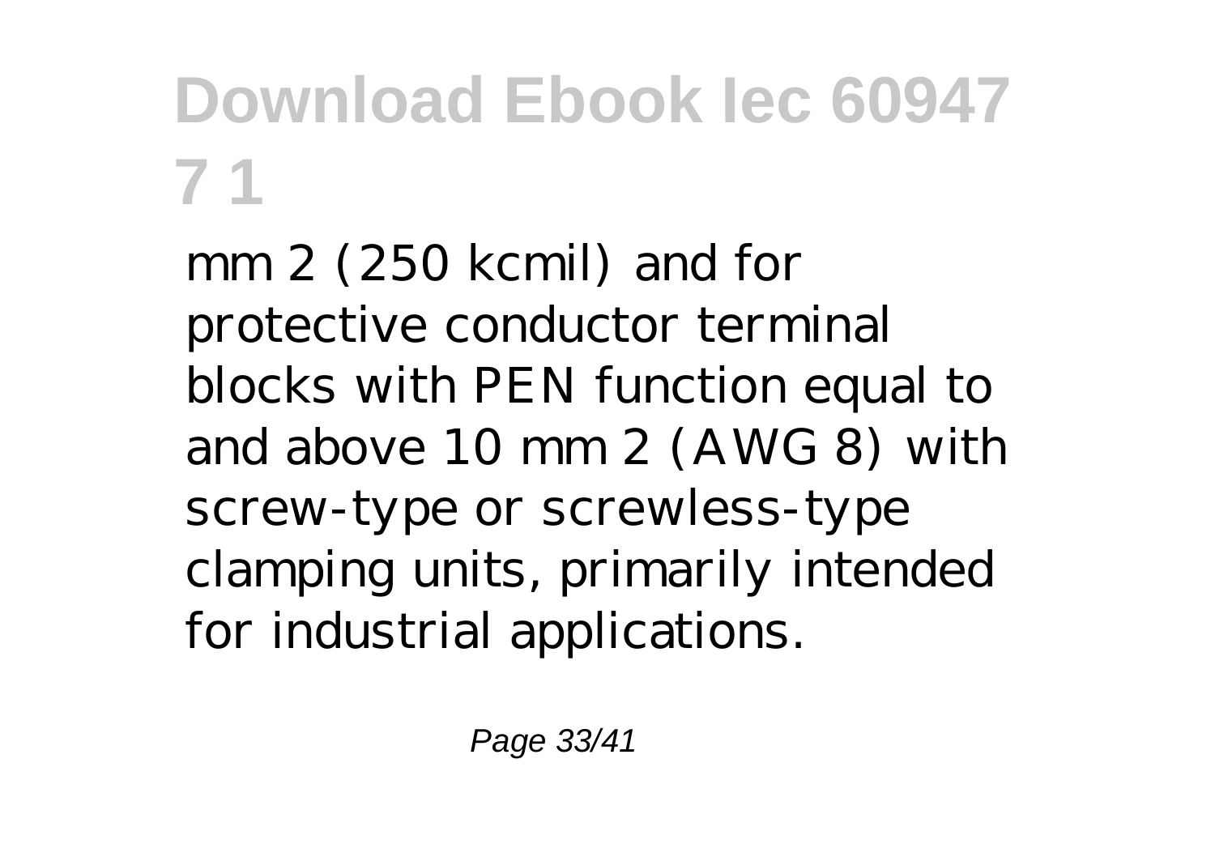mm 2 (250 kcmil) and for protective conductor terminal blocks with PEN function equal to and above 10 mm 2 (AWG 8) with screw-type or screwless-type clamping units, primarily intended for industrial applications.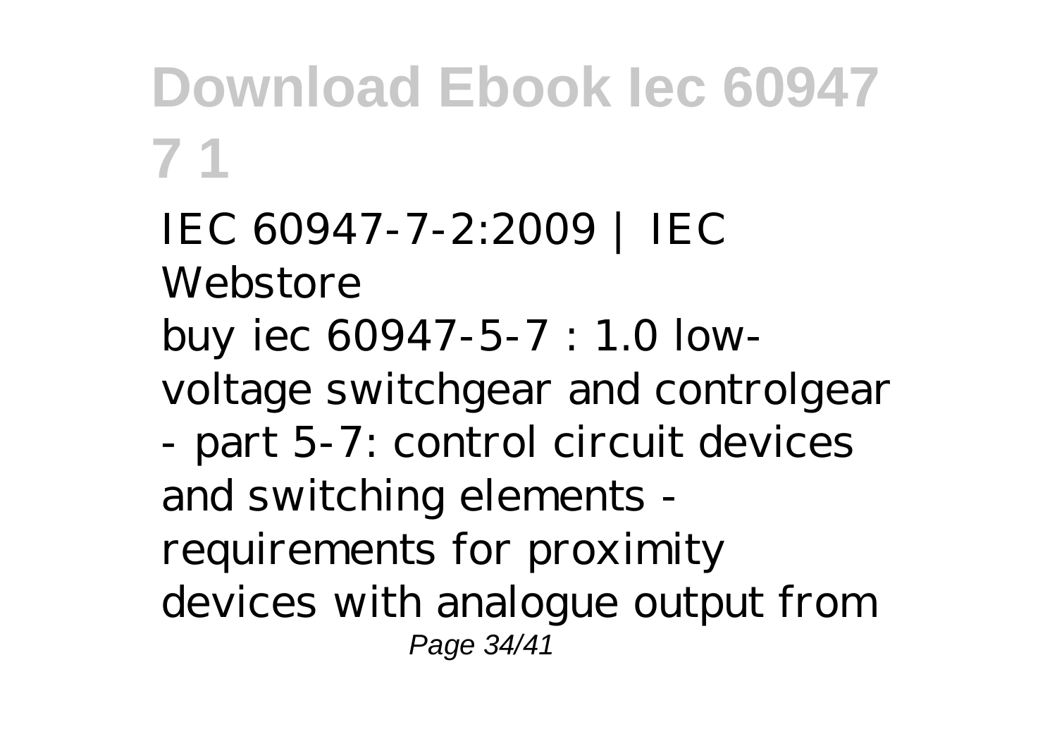IEC 60947-7-2:2009 | IEC Webstore

buy iec 60947-5-7 : 1.0 low-voltage switchgear and controlgear - part 5-7: control circuit devices and switching elements - requirements for proximity devices with analogue output from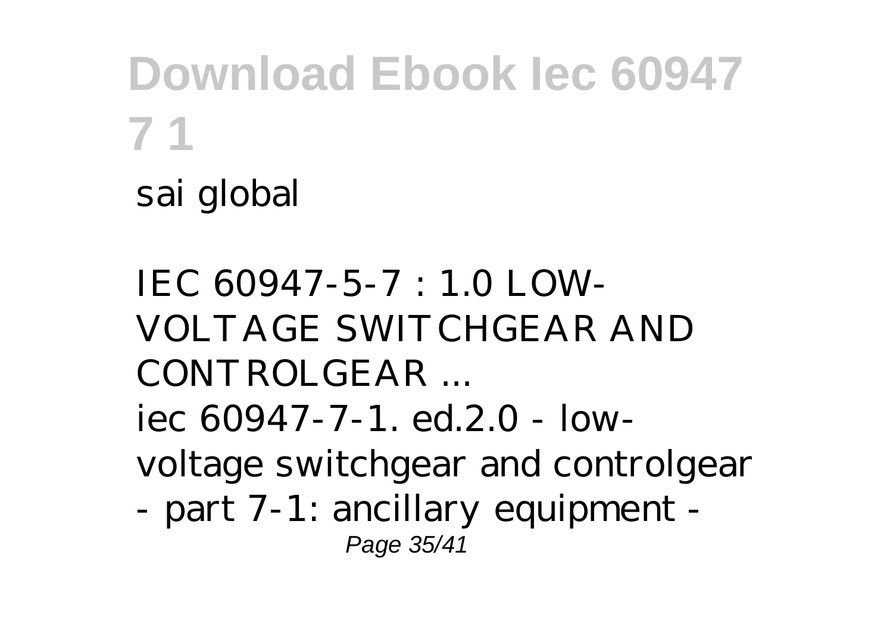sai global

IEC 60947-5-7 : 1.0 LOW-VOLTAGE SWITCHGEAR AND CONTROLGEAR ...

iec 60947-7-1. ed.2.0 - low-voltage switchgear and controlgear - part 7-1: ancillary equipment -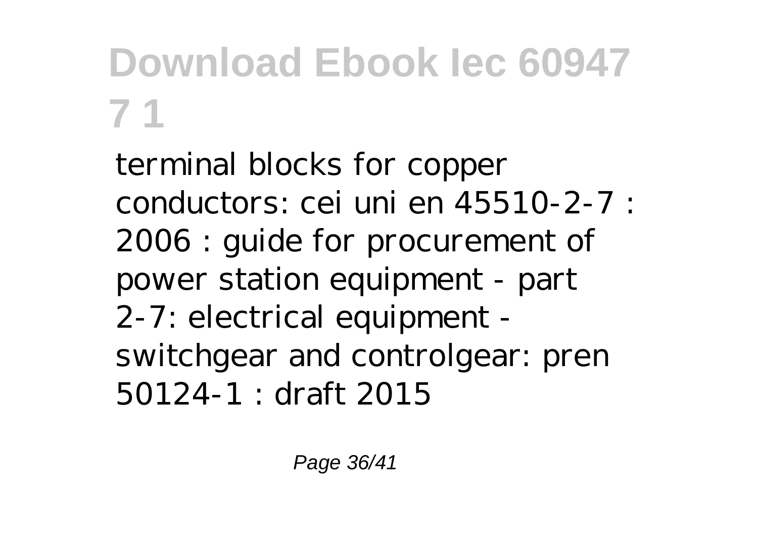terminal blocks for copper conductors: cei uni en 45510-2-7 : 2006 : guide for procurement of power station equipment - part 2-7: electrical equipment - switchgear and controlgear: pren 50124-1 : draft 2015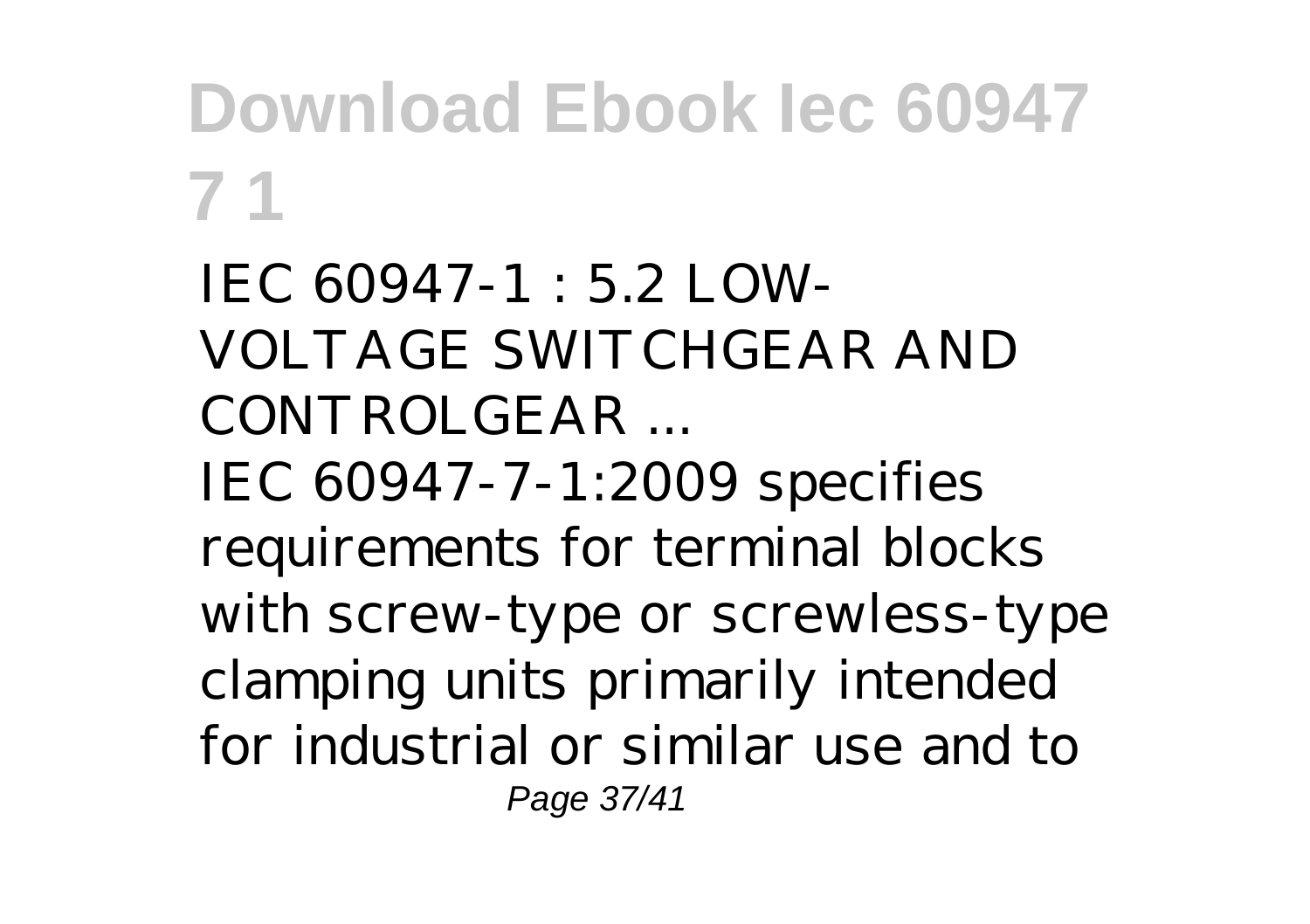IEC 60947-1 : 5.2 LOW-VOLTAGE SWITCHGEAR AND CONTROLGEAR ...

IEC 60947-7-1:2009 specifies requirements for terminal blocks with screw-type or screwless-type clamping units primarily intended for industrial or similar use and to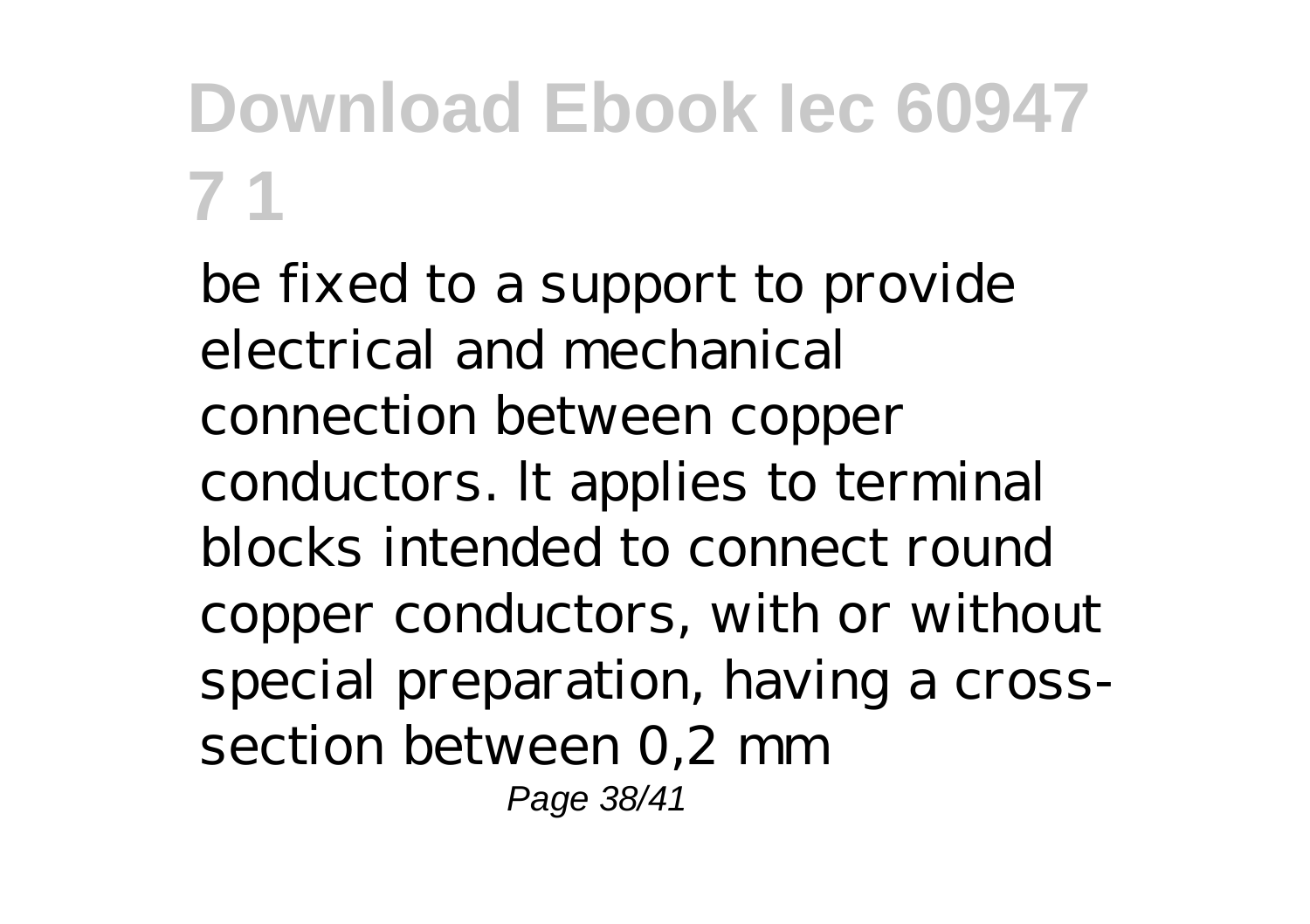be fixed to a support to provide electrical and mechanical connection between copper conductors. lt applies to terminal blocks intended to connect round copper conductors, with or without special preparation, having a cross-section between 0,2 mm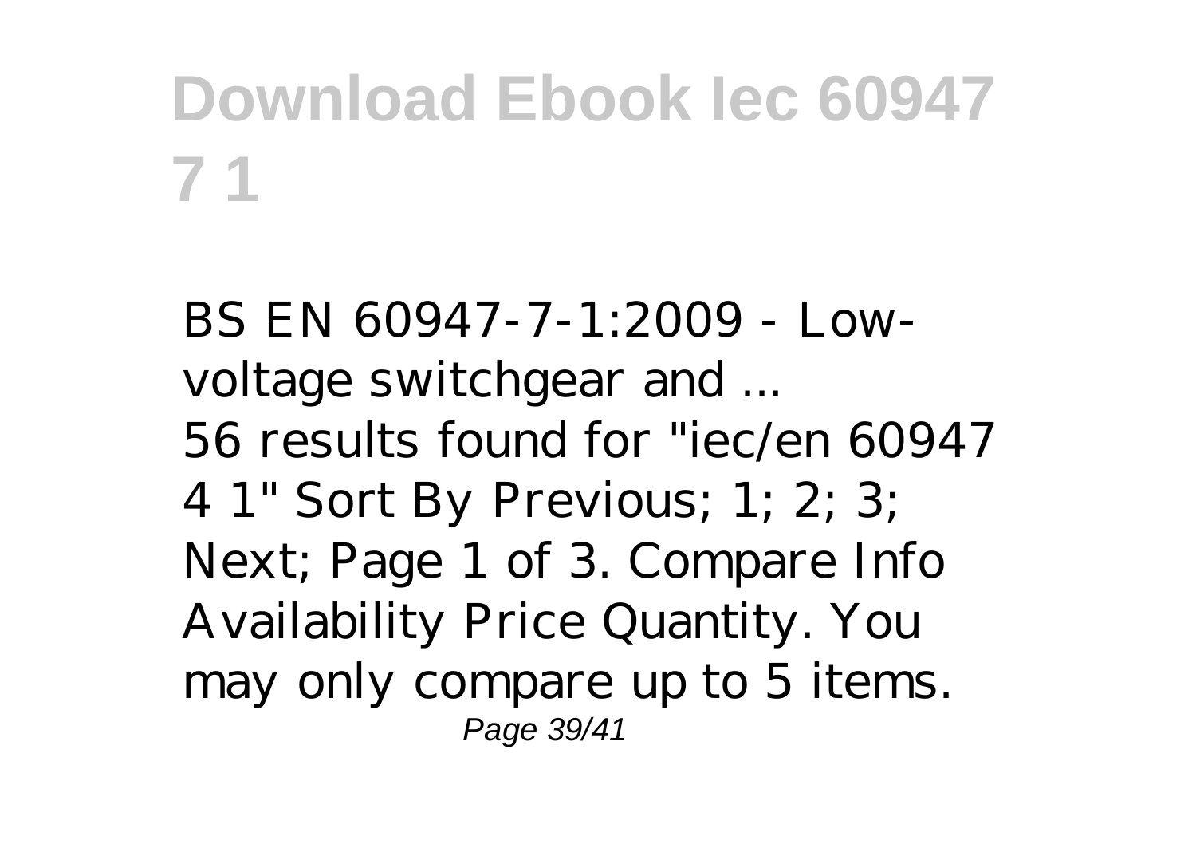*BS EN 60947-7-1:2009 - Low-voltage switchgear and ...*

56 results found for "iec/en 60947 4 1" Sort By Previous; 1; 2; 3; Next; Page 1 of 3. Compare Info Availability Price Quantity. You may only compare up to 5 items.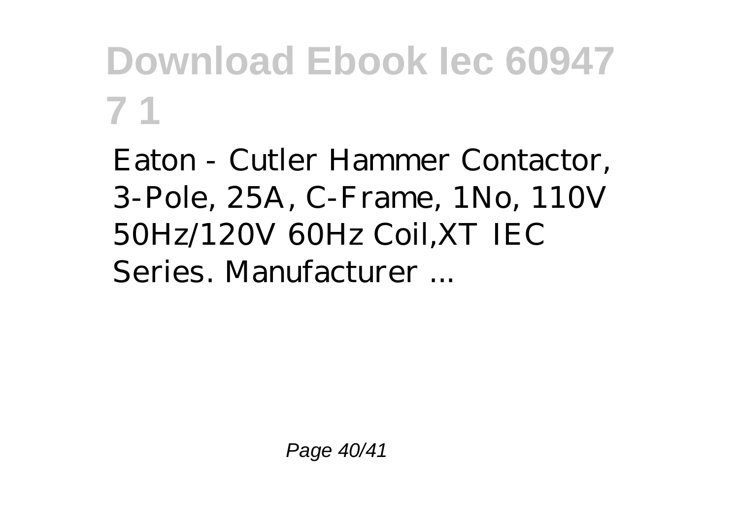Eaton - Cutler Hammer Contactor, 3-Pole, 25A, C-Frame, 1No, 110V 50Hz/120V 60Hz Coil,XT IEC Series. Manufacturer ...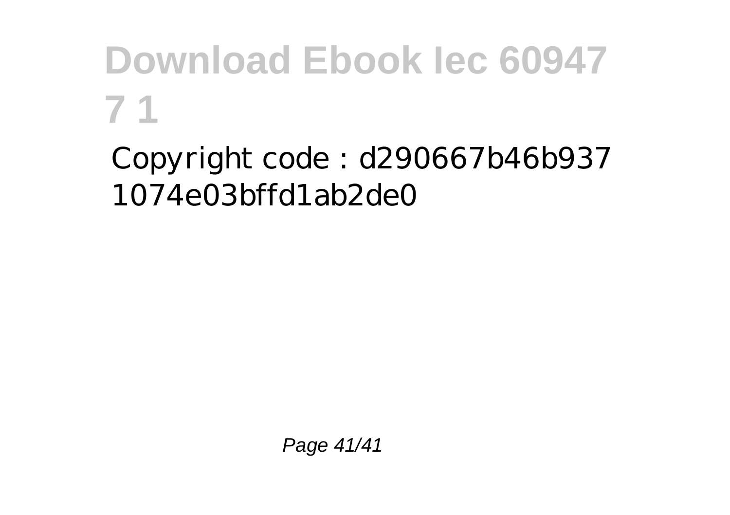Copyright code : d290667b46b9371074e03bffd1ab2de0